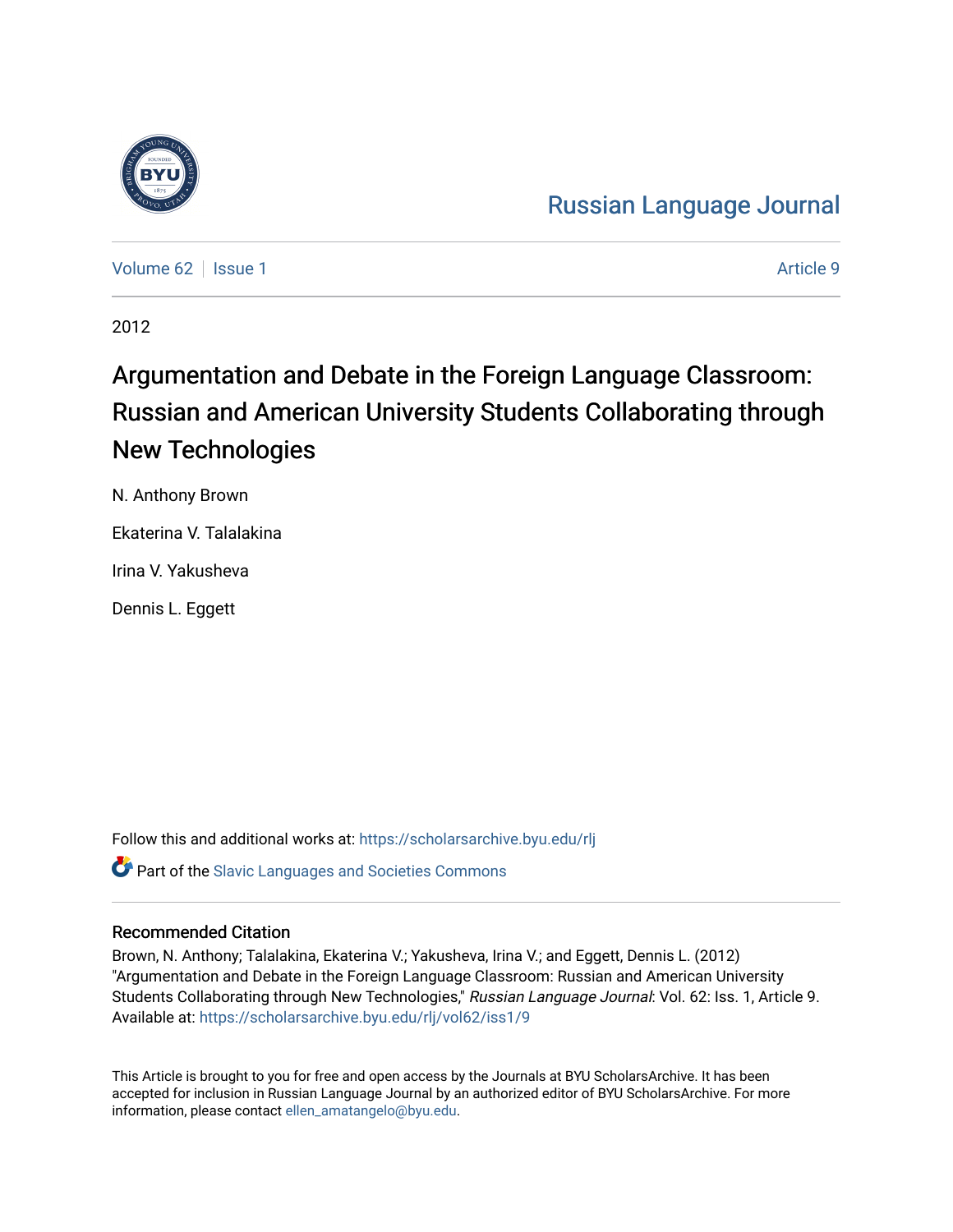Russian Language Journal

Volume 62 | Issue 1 Article 9

2012

# Argumentation and Debate in the Foreign Language Classroom: Russian and American University Students Collaborating through New Technologies

N. Anthony Brown

Ekaterina V. Talalakina

Irina V. Yakusheva

Dennis L. Eggett

Follow this and additional works at: https://scholarsarchive.byu.edu/rlj

Part of the Slavic Languages and Societies Commons

## Recommended Citation

Brown, N. Anthony; Talalakina, Ekaterina V.; Yakusheva, Irina V.; and Eggett, Dennis L. (2012) "Argumentation and Debate in the Foreign Language Classroom: Russian and American University Students Collaborating through New Technologies," *Russian Language Journal*: Vol. 62: Iss. 1, Article 9. Available at: https://scholarsarchive.byu.edu/rlj/vol62/iss1/9

This Article is brought to you for free and open access by the Journals at BYU ScholarsArchive. It has been accepted for inclusion in Russian Language Journal by an authorized editor of BYU ScholarsArchive. For more information, please contact ellen_amatangelo@byu.edu.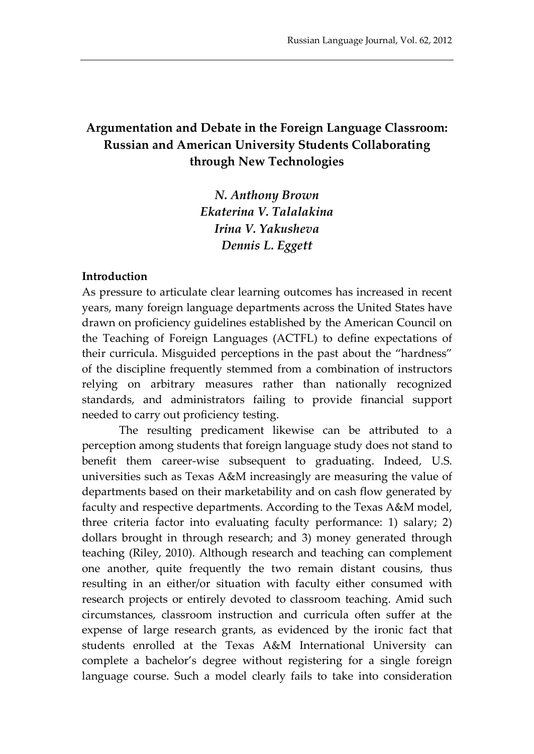# Argumentation and Debate in the Foreign Language Classroom: Russian and American University Students Collaborating through New Technologies

*N. Anthony Brown*
*Ekaterina V. Talalakina*
*Irina V. Yakusheva*
*Dennis L. Eggett*

## Introduction

As pressure to articulate clear learning outcomes has increased in recent years, many foreign language departments across the United States have drawn on proficiency guidelines established by the American Council on the Teaching of Foreign Languages (ACTFL) to define expectations of their curricula. Misguided perceptions in the past about the "hardness" of the discipline frequently stemmed from a combination of instructors relying on arbitrary measures rather than nationally recognized standards, and administrators failing to provide financial support needed to carry out proficiency testing.

The resulting predicament likewise can be attributed to a perception among students that foreign language study does not stand to benefit them career-wise subsequent to graduating. Indeed, U.S. universities such as Texas A&M increasingly are measuring the value of departments based on their marketability and on cash flow generated by faculty and respective departments. According to the Texas A&M model, three criteria factor into evaluating faculty performance: 1) salary; 2) dollars brought in through research; and 3) money generated through teaching (Riley, 2010). Although research and teaching can complement one another, quite frequently the two remain distant cousins, thus resulting in an either/or situation with faculty either consumed with research projects or entirely devoted to classroom teaching. Amid such circumstances, classroom instruction and curricula often suffer at the expense of large research grants, as evidenced by the ironic fact that students enrolled at the Texas A&M International University can complete a bachelor's degree without registering for a single foreign language course. Such a model clearly fails to take into consideration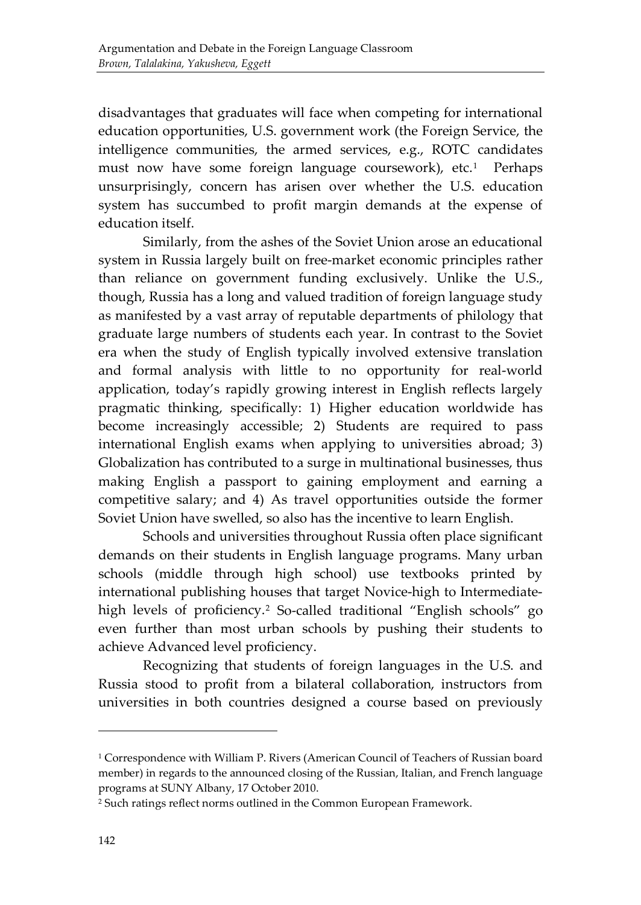disadvantages that graduates will face when competing for international education opportunities, U.S. government work (the Foreign Service, the intelligence communities, the armed services, e.g., ROTC candidates must now have some foreign language coursework), etc.[1] Perhaps unsurprisingly, concern has arisen over whether the U.S. education system has succumbed to profit margin demands at the expense of education itself.

Similarly, from the ashes of the Soviet Union arose an educational system in Russia largely built on free-market economic principles rather than reliance on government funding exclusively. Unlike the U.S., though, Russia has a long and valued tradition of foreign language study as manifested by a vast array of reputable departments of philology that graduate large numbers of students each year. In contrast to the Soviet era when the study of English typically involved extensive translation and formal analysis with little to no opportunity for real-world application, today's rapidly growing interest in English reflects largely pragmatic thinking, specifically: 1) Higher education worldwide has become increasingly accessible; 2) Students are required to pass international English exams when applying to universities abroad; 3) Globalization has contributed to a surge in multinational businesses, thus making English a passport to gaining employment and earning a competitive salary; and 4) As travel opportunities outside the former Soviet Union have swelled, so also has the incentive to learn English.

Schools and universities throughout Russia often place significant demands on their students in English language programs. Many urban schools (middle through high school) use textbooks printed by international publishing houses that target Novice-high to Intermediate-high levels of proficiency.[2] So-called traditional "English schools" go even further than most urban schools by pushing their students to achieve Advanced level proficiency.

Recognizing that students of foreign languages in the U.S. and Russia stood to profit from a bilateral collaboration, instructors from universities in both countries designed a course based on previously

---

[1] Correspondence with William P. Rivers (American Council of Teachers of Russian board member) in regards to the announced closing of the Russian, Italian, and French language programs at SUNY Albany, 17 October 2010.

[2] Such ratings reflect norms outlined in the Common European Framework.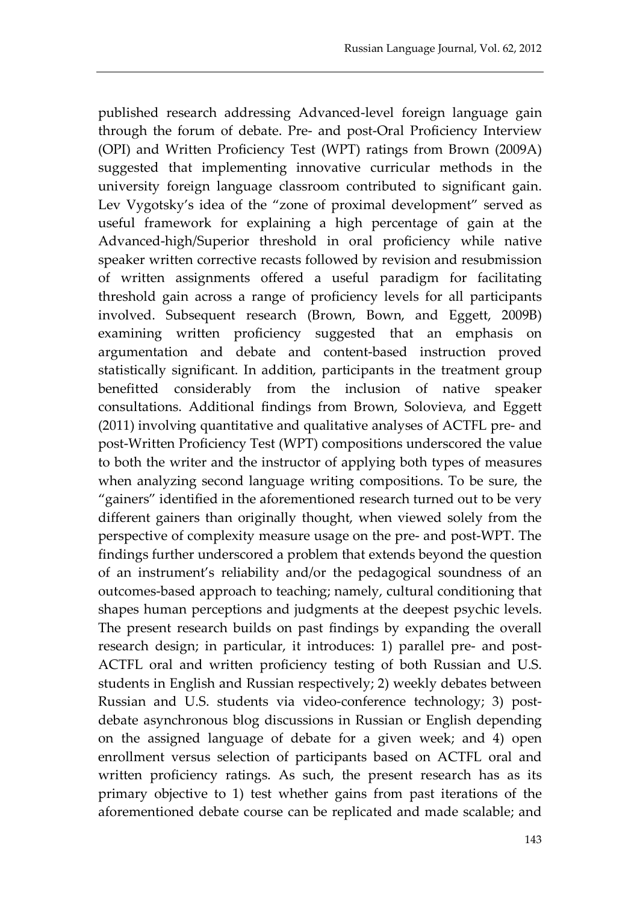published research addressing Advanced-level foreign language gain through the forum of debate. Pre- and post-Oral Proficiency Interview (OPI) and Written Proficiency Test (WPT) ratings from Brown (2009A) suggested that implementing innovative curricular methods in the university foreign language classroom contributed to significant gain. Lev Vygotsky's idea of the "zone of proximal development" served as useful framework for explaining a high percentage of gain at the Advanced-high/Superior threshold in oral proficiency while native speaker written corrective recasts followed by revision and resubmission of written assignments offered a useful paradigm for facilitating threshold gain across a range of proficiency levels for all participants involved. Subsequent research (Brown, Bown, and Eggett, 2009B) examining written proficiency suggested that an emphasis on argumentation and debate and content-based instruction proved statistically significant. In addition, participants in the treatment group benefitted considerably from the inclusion of native speaker consultations. Additional findings from Brown, Solovieva, and Eggett (2011) involving quantitative and qualitative analyses of ACTFL pre- and post-Written Proficiency Test (WPT) compositions underscored the value to both the writer and the instructor of applying both types of measures when analyzing second language writing compositions. To be sure, the "gainers" identified in the aforementioned research turned out to be very different gainers than originally thought, when viewed solely from the perspective of complexity measure usage on the pre- and post-WPT. The findings further underscored a problem that extends beyond the question of an instrument's reliability and/or the pedagogical soundness of an outcomes-based approach to teaching; namely, cultural conditioning that shapes human perceptions and judgments at the deepest psychic levels. The present research builds on past findings by expanding the overall research design; in particular, it introduces: 1) parallel pre- and post-ACTFL oral and written proficiency testing of both Russian and U.S. students in English and Russian respectively; 2) weekly debates between Russian and U.S. students via video-conference technology; 3) post-debate asynchronous blog discussions in Russian or English depending on the assigned language of debate for a given week; and 4) open enrollment versus selection of participants based on ACTFL oral and written proficiency ratings. As such, the present research has as its primary objective to 1) test whether gains from past iterations of the aforementioned debate course can be replicated and made scalable; and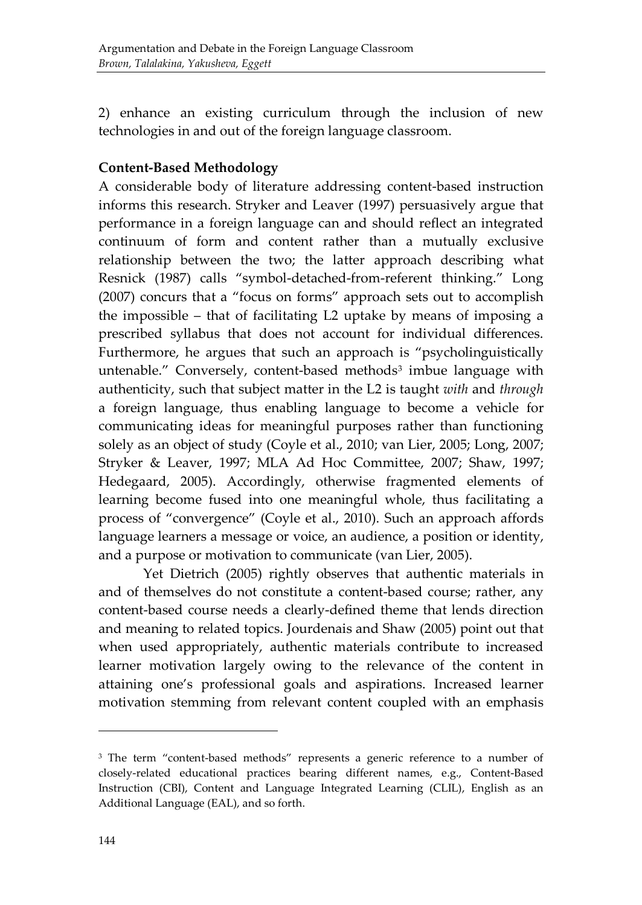2) enhance an existing curriculum through the inclusion of new technologies in and out of the foreign language classroom.

**Content-Based Methodology**

A considerable body of literature addressing content-based instruction informs this research. Stryker and Leaver (1997) persuasively argue that performance in a foreign language can and should reflect an integrated continuum of form and content rather than a mutually exclusive relationship between the two; the latter approach describing what Resnick (1987) calls "symbol-detached-from-referent thinking." Long (2007) concurs that a "focus on forms" approach sets out to accomplish the impossible – that of facilitating L2 uptake by means of imposing a prescribed syllabus that does not account for individual differences. Furthermore, he argues that such an approach is "psycholinguistically untenable." Conversely, content-based methods[3] imbue language with authenticity, such that subject matter in the L2 is taught *with* and *through* a foreign language, thus enabling language to become a vehicle for communicating ideas for meaningful purposes rather than functioning solely as an object of study (Coyle et al., 2010; van Lier, 2005; Long, 2007; Stryker & Leaver, 1997; MLA Ad Hoc Committee, 2007; Shaw, 1997; Hedegaard, 2005). Accordingly, otherwise fragmented elements of learning become fused into one meaningful whole, thus facilitating a process of "convergence" (Coyle et al., 2010). Such an approach affords language learners a message or voice, an audience, a position or identity, and a purpose or motivation to communicate (van Lier, 2005).

Yet Dietrich (2005) rightly observes that authentic materials in and of themselves do not constitute a content-based course; rather, any content-based course needs a clearly-defined theme that lends direction and meaning to related topics. Jourdenais and Shaw (2005) point out that when used appropriately, authentic materials contribute to increased learner motivation largely owing to the relevance of the content in attaining one's professional goals and aspirations. Increased learner motivation stemming from relevant content coupled with an emphasis

[3] The term "content-based methods" represents a generic reference to a number of closely-related educational practices bearing different names, e.g., Content-Based Instruction (CBI), Content and Language Integrated Learning (CLIL), English as an Additional Language (EAL), and so forth.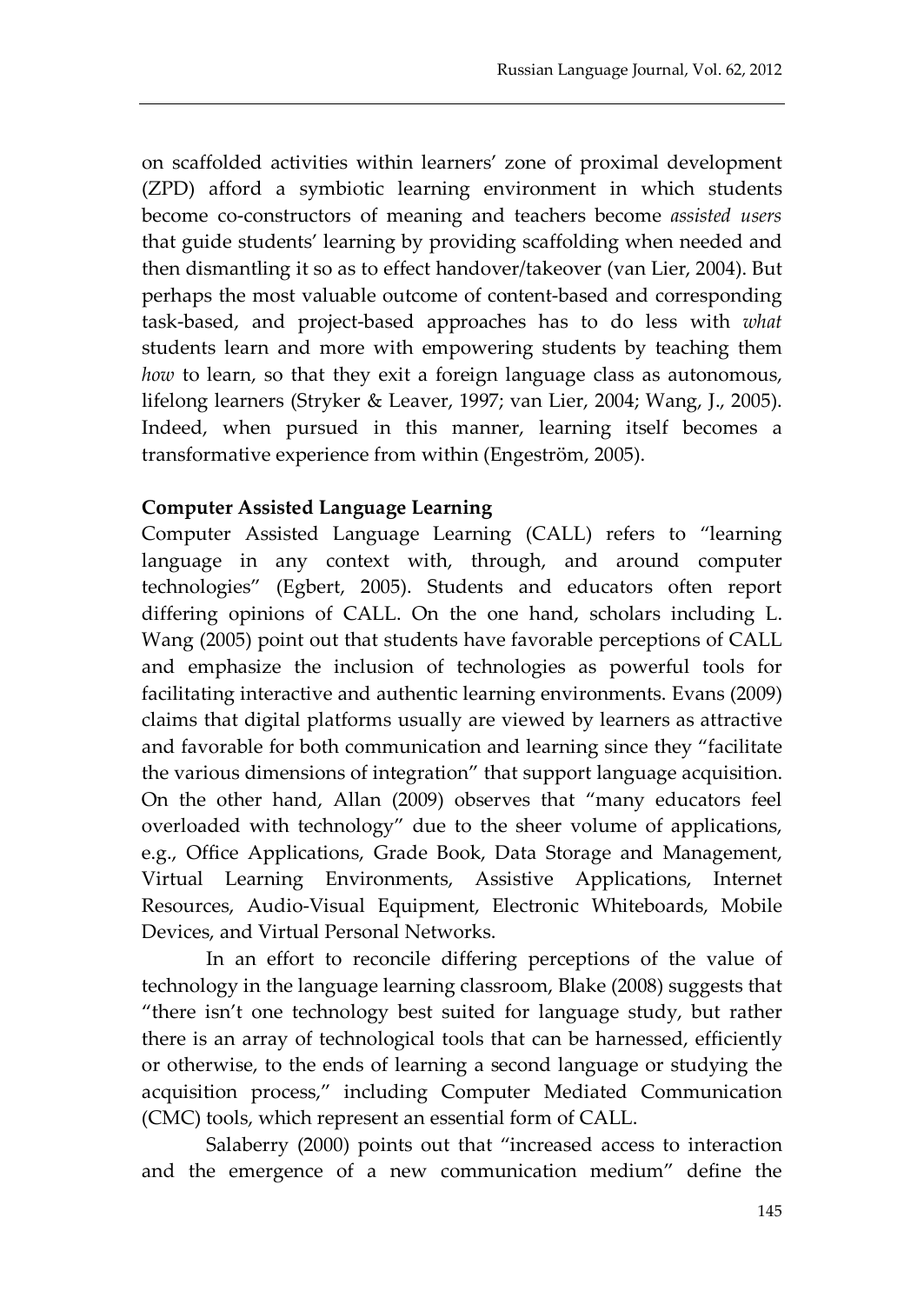on scaffolded activities within learners' zone of proximal development (ZPD) afford a symbiotic learning environment in which students become co-constructors of meaning and teachers become *assisted users* that guide students' learning by providing scaffolding when needed and then dismantling it so as to effect handover/takeover (van Lier, 2004). But perhaps the most valuable outcome of content-based and corresponding task-based, and project-based approaches has to do less with *what* students learn and more with empowering students by teaching them *how* to learn, so that they exit a foreign language class as autonomous, lifelong learners (Stryker & Leaver, 1997; van Lier, 2004; Wang, J., 2005). Indeed, when pursued in this manner, learning itself becomes a transformative experience from within (Engeström, 2005).

**Computer Assisted Language Learning**

Computer Assisted Language Learning (CALL) refers to "learning language in any context with, through, and around computer technologies" (Egbert, 2005). Students and educators often report differing opinions of CALL. On the one hand, scholars including L. Wang (2005) point out that students have favorable perceptions of CALL and emphasize the inclusion of technologies as powerful tools for facilitating interactive and authentic learning environments. Evans (2009) claims that digital platforms usually are viewed by learners as attractive and favorable for both communication and learning since they "facilitate the various dimensions of integration" that support language acquisition. On the other hand, Allan (2009) observes that "many educators feel overloaded with technology" due to the sheer volume of applications, e.g., Office Applications, Grade Book, Data Storage and Management, Virtual Learning Environments, Assistive Applications, Internet Resources, Audio-Visual Equipment, Electronic Whiteboards, Mobile Devices, and Virtual Personal Networks.

In an effort to reconcile differing perceptions of the value of technology in the language learning classroom, Blake (2008) suggests that "there isn't one technology best suited for language study, but rather there is an array of technological tools that can be harnessed, efficiently or otherwise, to the ends of learning a second language or studying the acquisition process," including Computer Mediated Communication (CMC) tools, which represent an essential form of CALL.

Salaberry (2000) points out that "increased access to interaction and the emergence of a new communication medium" define the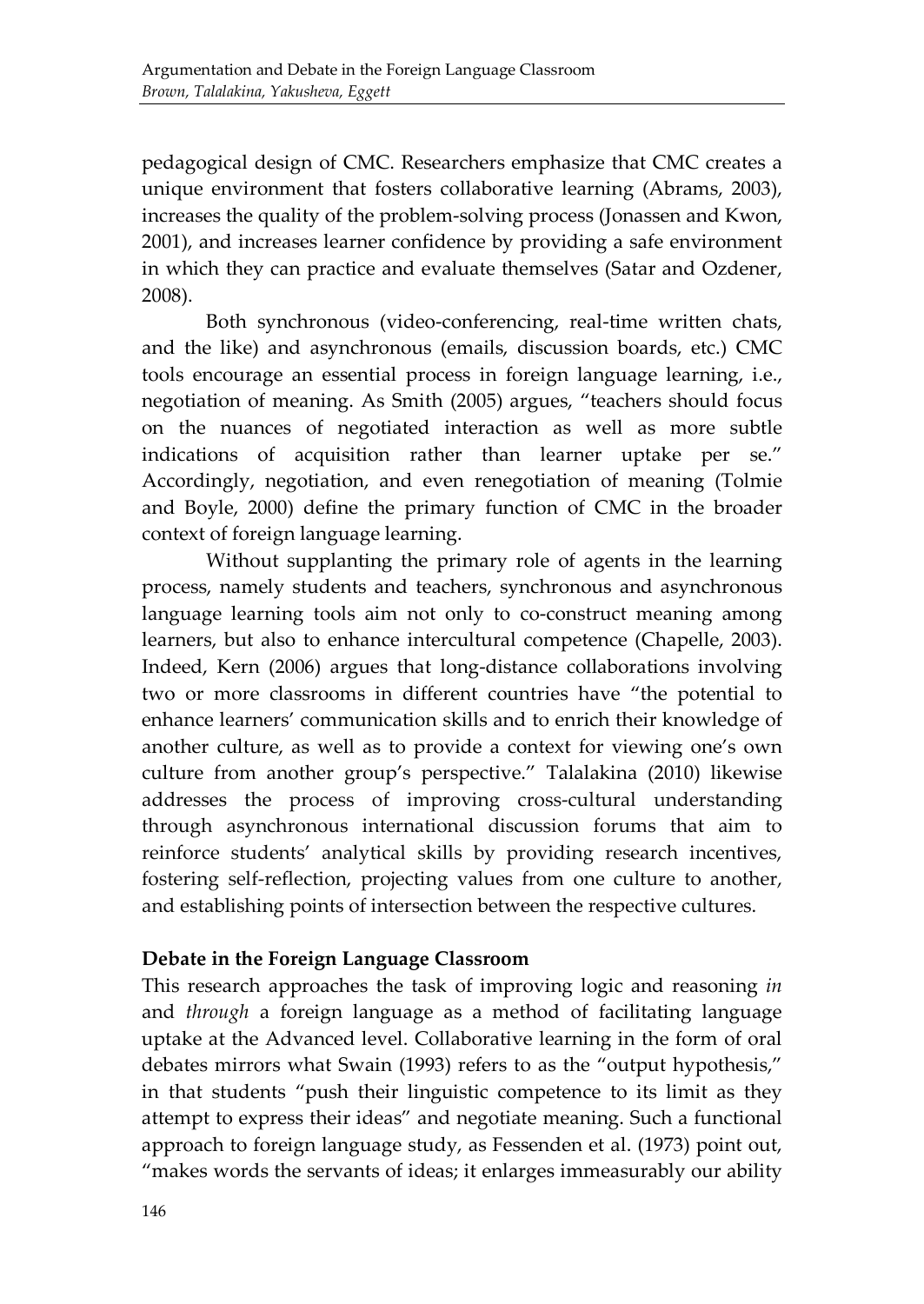pedagogical design of CMC. Researchers emphasize that CMC creates a unique environment that fosters collaborative learning (Abrams, 2003), increases the quality of the problem-solving process (Jonassen and Kwon, 2001), and increases learner confidence by providing a safe environment in which they can practice and evaluate themselves (Satar and Ozdener, 2008).

Both synchronous (video-conferencing, real-time written chats, and the like) and asynchronous (emails, discussion boards, etc.) CMC tools encourage an essential process in foreign language learning, i.e., negotiation of meaning. As Smith (2005) argues, "teachers should focus on the nuances of negotiated interaction as well as more subtle indications of acquisition rather than learner uptake per se." Accordingly, negotiation, and even renegotiation of meaning (Tolmie and Boyle, 2000) define the primary function of CMC in the broader context of foreign language learning.

Without supplanting the primary role of agents in the learning process, namely students and teachers, synchronous and asynchronous language learning tools aim not only to co-construct meaning among learners, but also to enhance intercultural competence (Chapelle, 2003). Indeed, Kern (2006) argues that long-distance collaborations involving two or more classrooms in different countries have "the potential to enhance learners' communication skills and to enrich their knowledge of another culture, as well as to provide a context for viewing one's own culture from another group's perspective." Talalakina (2010) likewise addresses the process of improving cross-cultural understanding through asynchronous international discussion forums that aim to reinforce students' analytical skills by providing research incentives, fostering self-reflection, projecting values from one culture to another, and establishing points of intersection between the respective cultures.

## Debate in the Foreign Language Classroom

This research approaches the task of improving logic and reasoning *in* and *through* a foreign language as a method of facilitating language uptake at the Advanced level. Collaborative learning in the form of oral debates mirrors what Swain (1993) refers to as the "output hypothesis," in that students "push their linguistic competence to its limit as they attempt to express their ideas" and negotiate meaning. Such a functional approach to foreign language study, as Fessenden et al. (1973) point out, "makes words the servants of ideas; it enlarges immeasurably our ability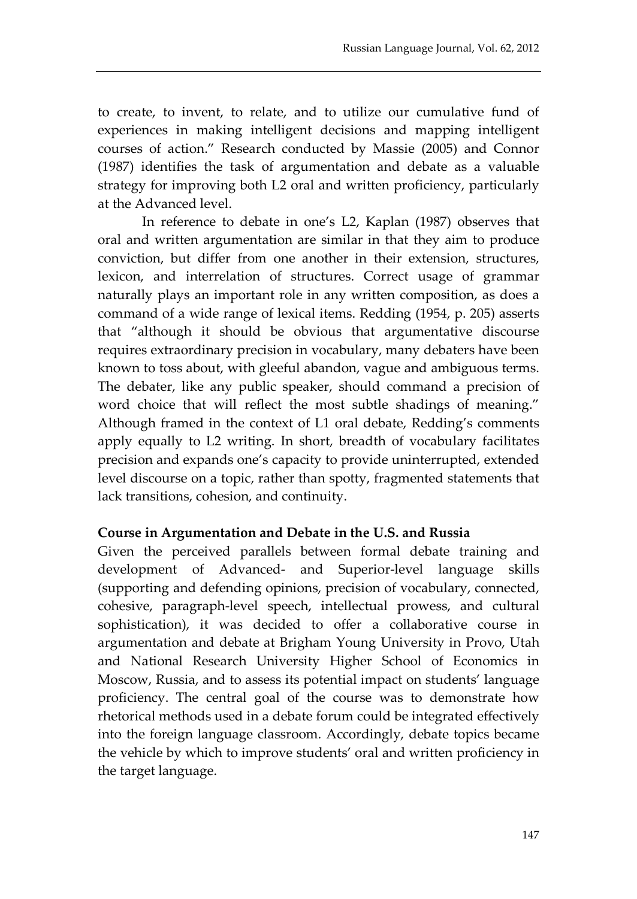to create, to invent, to relate, and to utilize our cumulative fund of experiences in making intelligent decisions and mapping intelligent courses of action." Research conducted by Massie (2005) and Connor (1987) identifies the task of argumentation and debate as a valuable strategy for improving both L2 oral and written proficiency, particularly at the Advanced level.

In reference to debate in one's L2, Kaplan (1987) observes that oral and written argumentation are similar in that they aim to produce conviction, but differ from one another in their extension, structures, lexicon, and interrelation of structures. Correct usage of grammar naturally plays an important role in any written composition, as does a command of a wide range of lexical items. Redding (1954, p. 205) asserts that "although it should be obvious that argumentative discourse requires extraordinary precision in vocabulary, many debaters have been known to toss about, with gleeful abandon, vague and ambiguous terms. The debater, like any public speaker, should command a precision of word choice that will reflect the most subtle shadings of meaning." Although framed in the context of L1 oral debate, Redding's comments apply equally to L2 writing. In short, breadth of vocabulary facilitates precision and expands one's capacity to provide uninterrupted, extended level discourse on a topic, rather than spotty, fragmented statements that lack transitions, cohesion, and continuity.

**Course in Argumentation and Debate in the U.S. and Russia**

Given the perceived parallels between formal debate training and development of Advanced- and Superior-level language skills (supporting and defending opinions, precision of vocabulary, connected, cohesive, paragraph-level speech, intellectual prowess, and cultural sophistication), it was decided to offer a collaborative course in argumentation and debate at Brigham Young University in Provo, Utah and National Research University Higher School of Economics in Moscow, Russia, and to assess its potential impact on students' language proficiency. The central goal of the course was to demonstrate how rhetorical methods used in a debate forum could be integrated effectively into the foreign language classroom. Accordingly, debate topics became the vehicle by which to improve students' oral and written proficiency in the target language.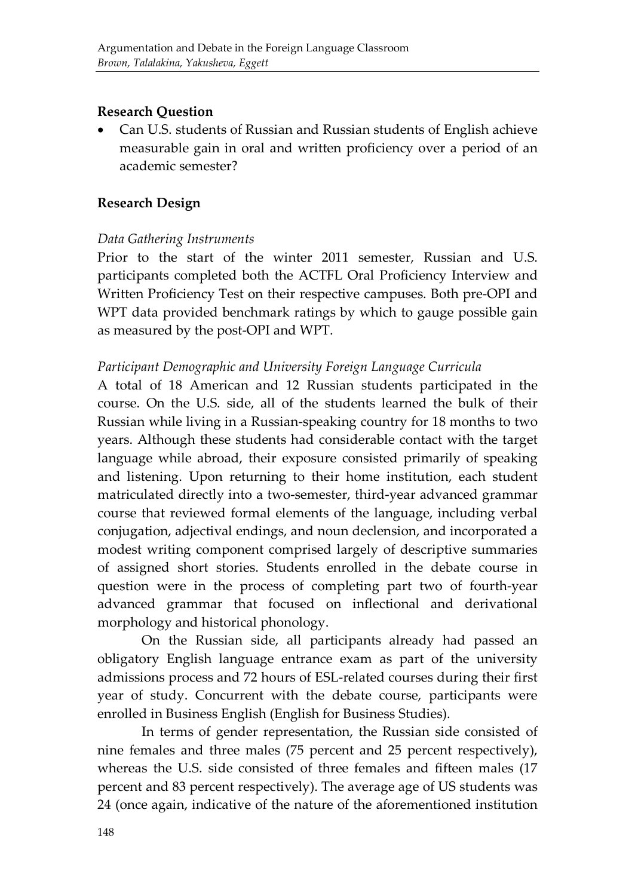## Research Question

- Can U.S. students of Russian and Russian students of English achieve measurable gain in oral and written proficiency over a period of an academic semester?

## Research Design

### *Data Gathering Instruments*

Prior to the start of the winter 2011 semester, Russian and U.S. participants completed both the ACTFL Oral Proficiency Interview and Written Proficiency Test on their respective campuses. Both pre-OPI and WPT data provided benchmark ratings by which to gauge possible gain as measured by the post-OPI and WPT.

### *Participant Demographic and University Foreign Language Curricula*

A total of 18 American and 12 Russian students participated in the course. On the U.S. side, all of the students learned the bulk of their Russian while living in a Russian-speaking country for 18 months to two years. Although these students had considerable contact with the target language while abroad, their exposure consisted primarily of speaking and listening. Upon returning to their home institution, each student matriculated directly into a two-semester, third-year advanced grammar course that reviewed formal elements of the language, including verbal conjugation, adjectival endings, and noun declension, and incorporated a modest writing component comprised largely of descriptive summaries of assigned short stories. Students enrolled in the debate course in question were in the process of completing part two of fourth-year advanced grammar that focused on inflectional and derivational morphology and historical phonology.

On the Russian side, all participants already had passed an obligatory English language entrance exam as part of the university admissions process and 72 hours of ESL-related courses during their first year of study. Concurrent with the debate course, participants were enrolled in Business English (English for Business Studies).

In terms of gender representation, the Russian side consisted of nine females and three males (75 percent and 25 percent respectively), whereas the U.S. side consisted of three females and fifteen males (17 percent and 83 percent respectively). The average age of US students was 24 (once again, indicative of the nature of the aforementioned institution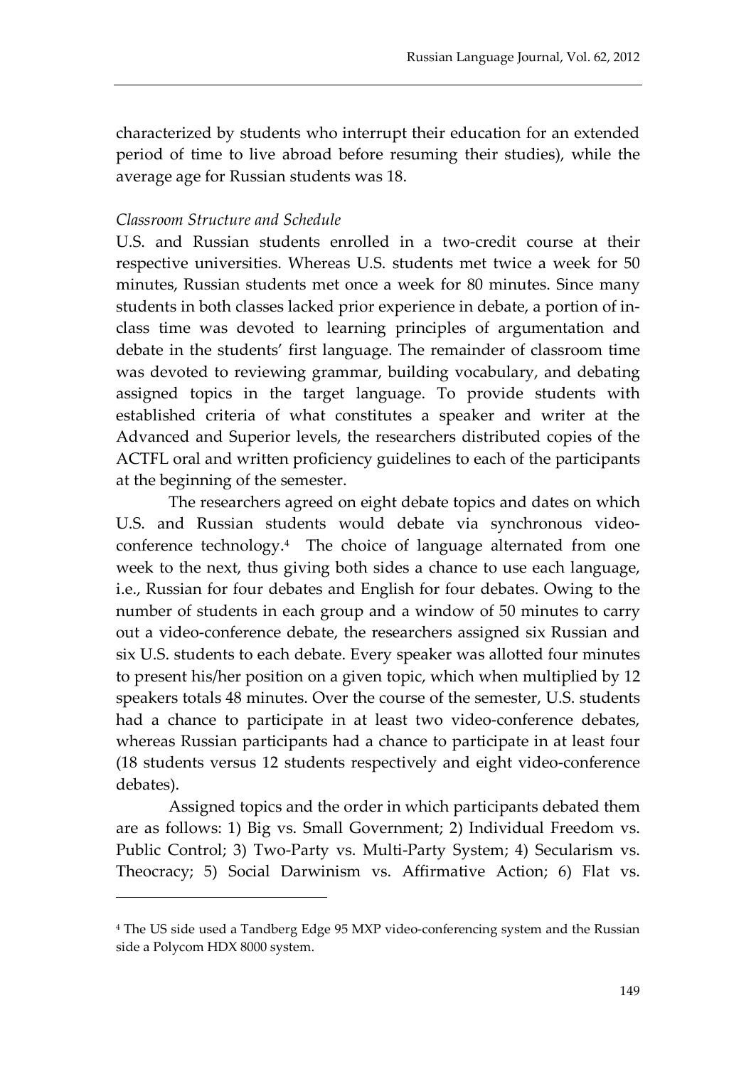characterized by students who interrupt their education for an extended period of time to live abroad before resuming their studies), while the average age for Russian students was 18.

*Classroom Structure and Schedule*

U.S. and Russian students enrolled in a two-credit course at their respective universities. Whereas U.S. students met twice a week for 50 minutes, Russian students met once a week for 80 minutes. Since many students in both classes lacked prior experience in debate, a portion of in-class time was devoted to learning principles of argumentation and debate in the students' first language. The remainder of classroom time was devoted to reviewing grammar, building vocabulary, and debating assigned topics in the target language. To provide students with established criteria of what constitutes a speaker and writer at the Advanced and Superior levels, the researchers distributed copies of the ACTFL oral and written proficiency guidelines to each of the participants at the beginning of the semester.

The researchers agreed on eight debate topics and dates on which U.S. and Russian students would debate via synchronous video-conference technology.[4] The choice of language alternated from one week to the next, thus giving both sides a chance to use each language, i.e., Russian for four debates and English for four debates. Owing to the number of students in each group and a window of 50 minutes to carry out a video-conference debate, the researchers assigned six Russian and six U.S. students to each debate. Every speaker was allotted four minutes to present his/her position on a given topic, which when multiplied by 12 speakers totals 48 minutes. Over the course of the semester, U.S. students had a chance to participate in at least two video-conference debates, whereas Russian participants had a chance to participate in at least four (18 students versus 12 students respectively and eight video-conference debates).

Assigned topics and the order in which participants debated them are as follows: 1) Big vs. Small Government; 2) Individual Freedom vs. Public Control; 3) Two-Party vs. Multi-Party System; 4) Secularism vs. Theocracy; 5) Social Darwinism vs. Affirmative Action; 6) Flat vs.

---

[4] The US side used a Tandberg Edge 95 MXP video-conferencing system and the Russian side a Polycom HDX 8000 system.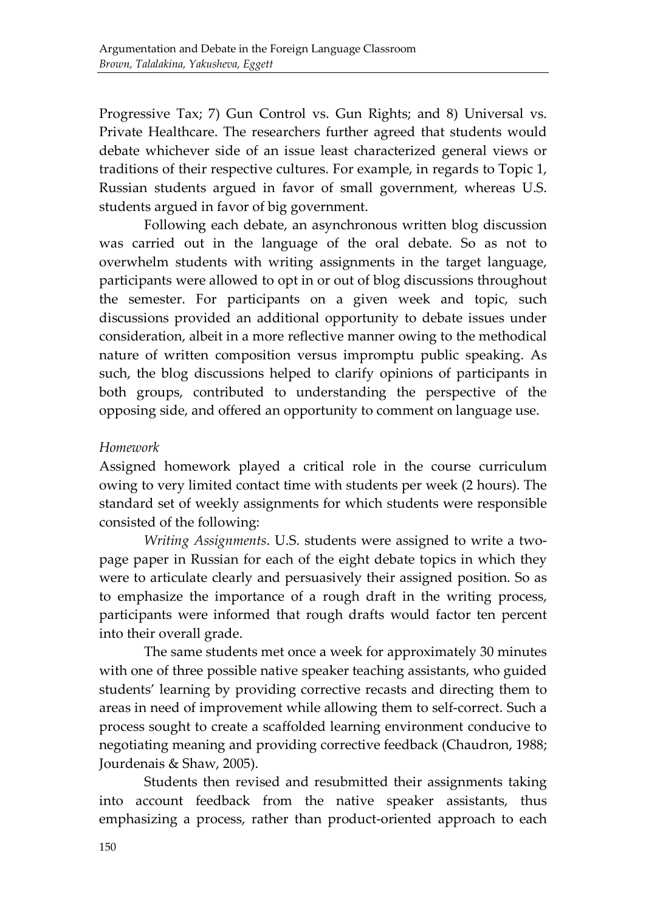Progressive Tax; 7) Gun Control vs. Gun Rights; and 8) Universal vs. Private Healthcare. The researchers further agreed that students would debate whichever side of an issue least characterized general views or traditions of their respective cultures. For example, in regards to Topic 1, Russian students argued in favor of small government, whereas U.S. students argued in favor of big government.

Following each debate, an asynchronous written blog discussion was carried out in the language of the oral debate. So as not to overwhelm students with writing assignments in the target language, participants were allowed to opt in or out of blog discussions throughout the semester. For participants on a given week and topic, such discussions provided an additional opportunity to debate issues under consideration, albeit in a more reflective manner owing to the methodical nature of written composition versus impromptu public speaking. As such, the blog discussions helped to clarify opinions of participants in both groups, contributed to understanding the perspective of the opposing side, and offered an opportunity to comment on language use.

*Homework*

Assigned homework played a critical role in the course curriculum owing to very limited contact time with students per week (2 hours). The standard set of weekly assignments for which students were responsible consisted of the following:

*Writing Assignments*. U.S. students were assigned to write a two-page paper in Russian for each of the eight debate topics in which they were to articulate clearly and persuasively their assigned position. So as to emphasize the importance of a rough draft in the writing process, participants were informed that rough drafts would factor ten percent into their overall grade.

The same students met once a week for approximately 30 minutes with one of three possible native speaker teaching assistants, who guided students' learning by providing corrective recasts and directing them to areas in need of improvement while allowing them to self-correct. Such a process sought to create a scaffolded learning environment conducive to negotiating meaning and providing corrective feedback (Chaudron, 1988; Jourdenais & Shaw, 2005).

Students then revised and resubmitted their assignments taking into account feedback from the native speaker assistants, thus emphasizing a process, rather than product-oriented approach to each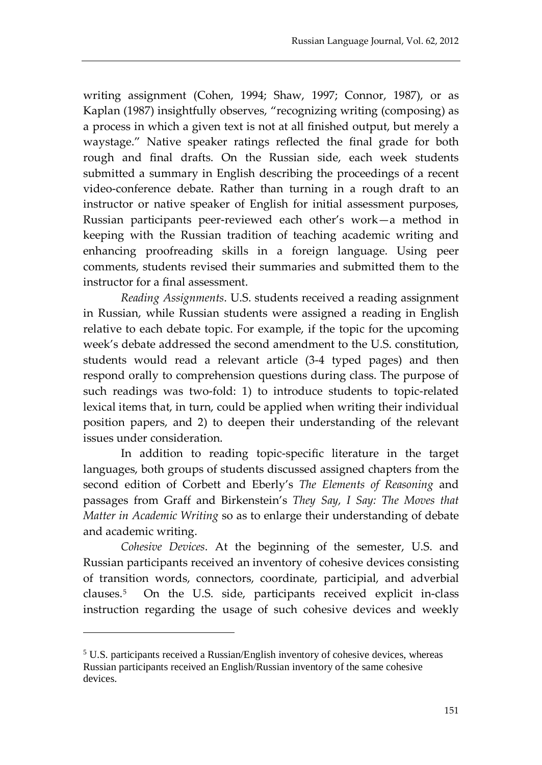writing assignment (Cohen, 1994; Shaw, 1997; Connor, 1987), or as Kaplan (1987) insightfully observes, "recognizing writing (composing) as a process in which a given text is not at all finished output, but merely a waystage." Native speaker ratings reflected the final grade for both rough and final drafts. On the Russian side, each week students submitted a summary in English describing the proceedings of a recent video-conference debate. Rather than turning in a rough draft to an instructor or native speaker of English for initial assessment purposes, Russian participants peer-reviewed each other's work—a method in keeping with the Russian tradition of teaching academic writing and enhancing proofreading skills in a foreign language. Using peer comments, students revised their summaries and submitted them to the instructor for a final assessment.

*Reading Assignments*. U.S. students received a reading assignment in Russian, while Russian students were assigned a reading in English relative to each debate topic. For example, if the topic for the upcoming week's debate addressed the second amendment to the U.S. constitution, students would read a relevant article (3-4 typed pages) and then respond orally to comprehension questions during class. The purpose of such readings was two-fold: 1) to introduce students to topic-related lexical items that, in turn, could be applied when writing their individual position papers, and 2) to deepen their understanding of the relevant issues under consideration.

In addition to reading topic-specific literature in the target languages, both groups of students discussed assigned chapters from the second edition of Corbett and Eberly's *The Elements of Reasoning* and passages from Graff and Birkenstein's *They Say, I Say: The Moves that Matter in Academic Writing* so as to enlarge their understanding of debate and academic writing.

*Cohesive Devices*. At the beginning of the semester, U.S. and Russian participants received an inventory of cohesive devices consisting of transition words, connectors, coordinate, participial, and adverbial clauses.[5] On the U.S. side, participants received explicit in-class instruction regarding the usage of such cohesive devices and weekly

[5] U.S. participants received a Russian/English inventory of cohesive devices, whereas Russian participants received an English/Russian inventory of the same cohesive devices.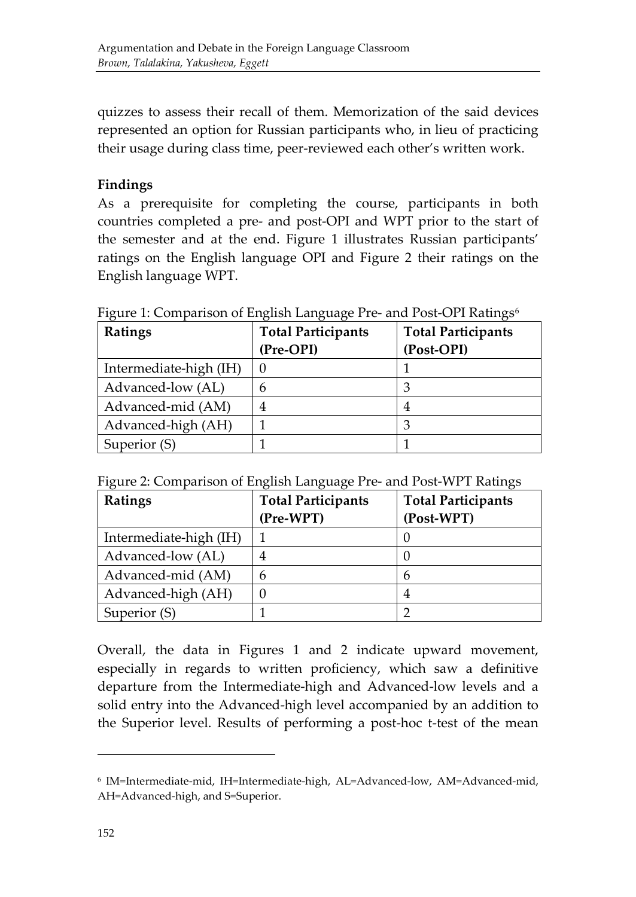quizzes to assess their recall of them. Memorization of the said devices represented an option for Russian participants who, in lieu of practicing their usage during class time, peer-reviewed each other's written work.

**Findings**

As a prerequisite for completing the course, participants in both countries completed a pre- and post-OPI and WPT prior to the start of the semester and at the end. Figure 1 illustrates Russian participants' ratings on the English language OPI and Figure 2 their ratings on the English language WPT.

Figure 1: Comparison of English Language Pre- and Post-OPI Ratings[6]

| Ratings | Total Participants (Pre-OPI) | Total Participants (Post-OPI) |
|---|---|---|
| Intermediate-high (IH) | 0 | 1 |
| Advanced-low (AL) | 6 | 3 |
| Advanced-mid (AM) | 4 | 4 |
| Advanced-high (AH) | 1 | 3 |
| Superior (S) | 1 | 1 |

Figure 2: Comparison of English Language Pre- and Post-WPT Ratings

| Ratings | Total Participants (Pre-WPT) | Total Participants (Post-WPT) |
|---|---|---|
| Intermediate-high (IH) | 1 | 0 |
| Advanced-low (AL) | 4 | 0 |
| Advanced-mid (AM) | 6 | 6 |
| Advanced-high (AH) | 0 | 4 |
| Superior (S) | 1 | 2 |

Overall, the data in Figures 1 and 2 indicate upward movement, especially in regards to written proficiency, which saw a definitive departure from the Intermediate-high and Advanced-low levels and a solid entry into the Advanced-high level accompanied by an addition to the Superior level. Results of performing a post-hoc t-test of the mean

---

[6] IM=Intermediate-mid, IH=Intermediate-high, AL=Advanced-low, AM=Advanced-mid, AH=Advanced-high, and S=Superior.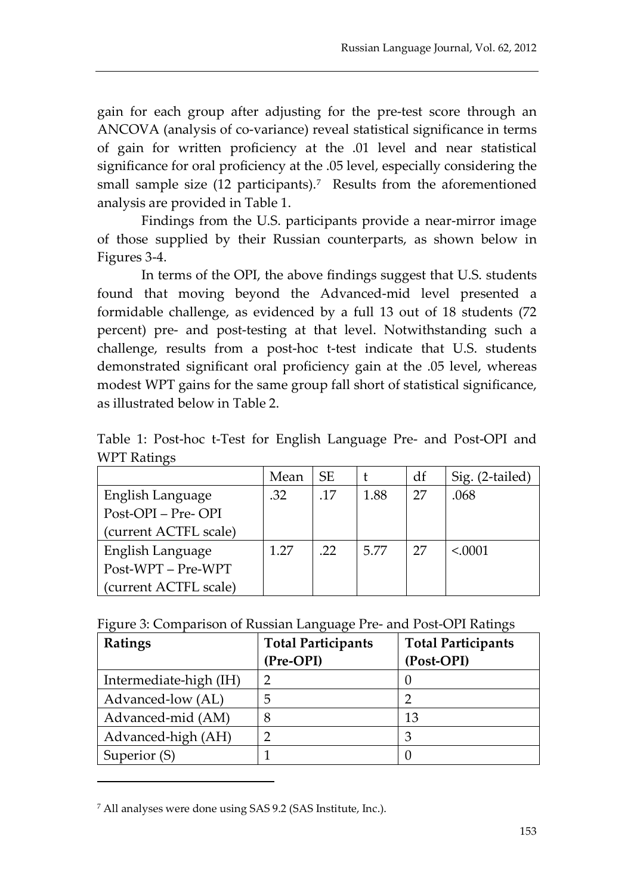gain for each group after adjusting for the pre-test score through an ANCOVA (analysis of co-variance) reveal statistical significance in terms of gain for written proficiency at the .01 level and near statistical significance for oral proficiency at the .05 level, especially considering the small sample size (12 participants).[7] Results from the aforementioned analysis are provided in Table 1.

Findings from the U.S. participants provide a near-mirror image of those supplied by their Russian counterparts, as shown below in Figures 3-4.

In terms of the OPI, the above findings suggest that U.S. students found that moving beyond the Advanced-mid level presented a formidable challenge, as evidenced by a full 13 out of 18 students (72 percent) pre- and post-testing at that level. Notwithstanding such a challenge, results from a post-hoc t-test indicate that U.S. students demonstrated significant oral proficiency gain at the .05 level, whereas modest WPT gains for the same group fall short of statistical significance, as illustrated below in Table 2.

Table 1: Post-hoc t-Test for English Language Pre- and Post-OPI and WPT Ratings

| | Mean | SE | t | df | Sig. (2-tailed) |
|---|---|---|---|---|---|
| English Language Post-OPI – Pre- OPI (current ACTFL scale) | .32 | .17 | 1.88 | 27 | .068 |
| English Language Post-WPT – Pre-WPT (current ACTFL scale) | 1.27 | .22 | 5.77 | 27 | <.0001 |

Figure 3: Comparison of Russian Language Pre- and Post-OPI Ratings

| **Ratings** | **Total Participants (Pre-OPI)** | **Total Participants (Post-OPI)** |
|---|---|---|
| Intermediate-high (IH) | 2 | 0 |
| Advanced-low (AL) | 5 | 2 |
| Advanced-mid (AM) | 8 | 13 |
| Advanced-high (AH) | 2 | 3 |
| Superior (S) | 1 | 0 |

[7] All analyses were done using SAS 9.2 (SAS Institute, Inc.).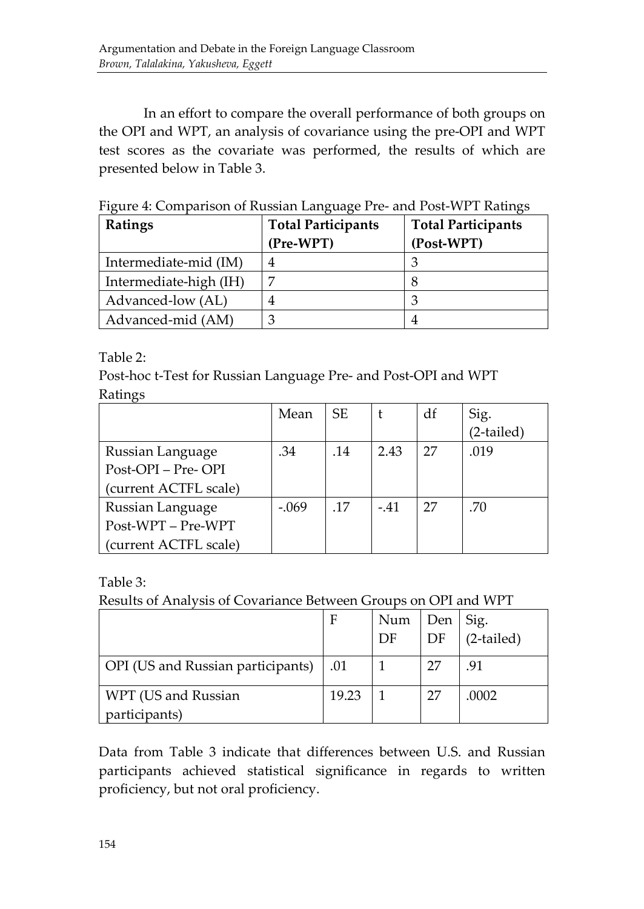In an effort to compare the overall performance of both groups on the OPI and WPT, an analysis of covariance using the pre-OPI and WPT test scores as the covariate was performed, the results of which are presented below in Table 3.

Figure 4: Comparison of Russian Language Pre- and Post-WPT Ratings

| Ratings | Total Participants (Pre-WPT) | Total Participants (Post-WPT) |
|---|---|---|
| Intermediate-mid (IM) | 4 | 3 |
| Intermediate-high (IH) | 7 | 8 |
| Advanced-low (AL) | 4 | 3 |
| Advanced-mid (AM) | 3 | 4 |

Table 2:
Post-hoc t-Test for Russian Language Pre- and Post-OPI and WPT Ratings

| | Mean | SE | t | df | Sig. (2-tailed) |
|---|---|---|---|---|---|
| Russian Language Post-OPI – Pre- OPI (current ACTFL scale) | .34 | .14 | 2.43 | 27 | .019 |
| Russian Language Post-WPT – Pre-WPT (current ACTFL scale) | -.069 | .17 | -.41 | 27 | .70 |

Table 3:
Results of Analysis of Covariance Between Groups on OPI and WPT

| | F | Num DF | Den DF | Sig. (2-tailed) |
|---|---|---|---|---|
| OPI (US and Russian participants) | .01 | 1 | 27 | .91 |
| WPT (US and Russian participants) | 19.23 | 1 | 27 | .0002 |

Data from Table 3 indicate that differences between U.S. and Russian participants achieved statistical significance in regards to written proficiency, but not oral proficiency.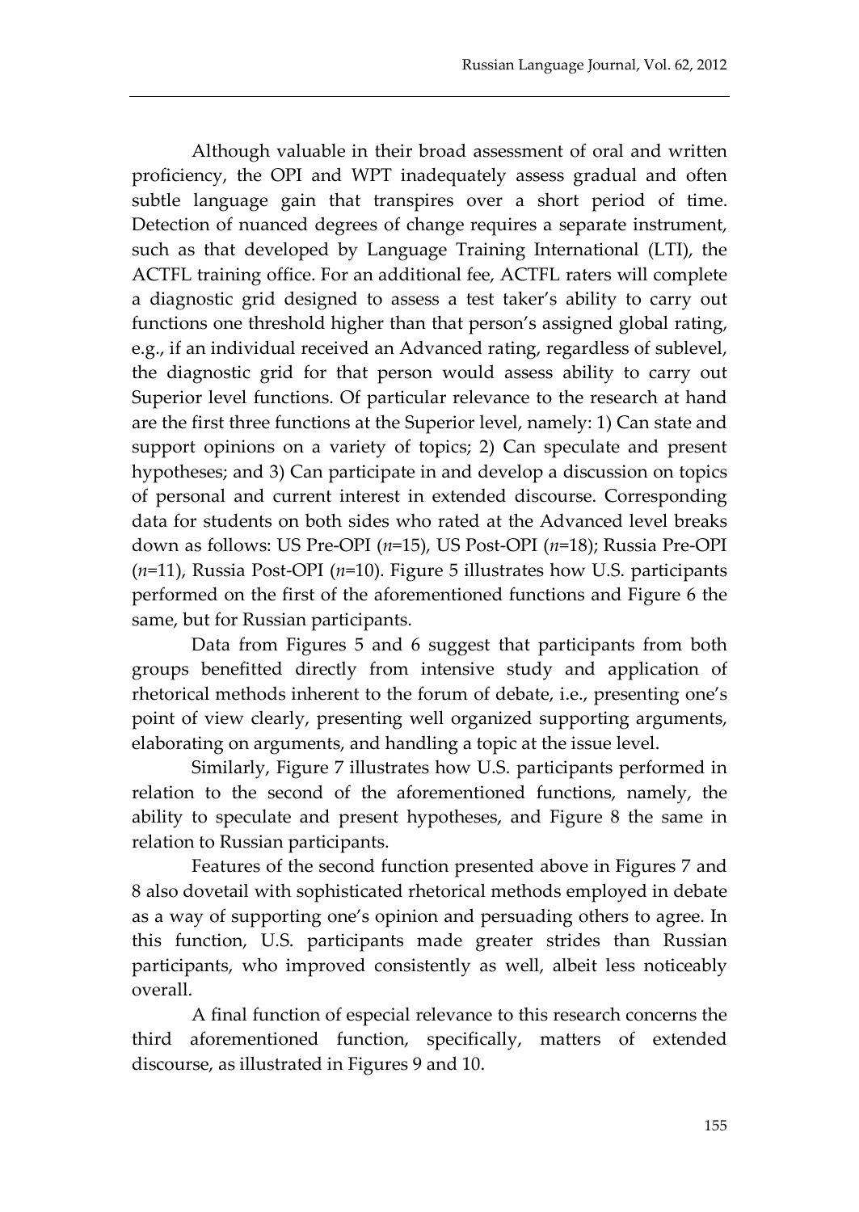Although valuable in their broad assessment of oral and written proficiency, the OPI and WPT inadequately assess gradual and often subtle language gain that transpires over a short period of time. Detection of nuanced degrees of change requires a separate instrument, such as that developed by Language Training International (LTI), the ACTFL training office. For an additional fee, ACTFL raters will complete a diagnostic grid designed to assess a test taker's ability to carry out functions one threshold higher than that person's assigned global rating, e.g., if an individual received an Advanced rating, regardless of sublevel, the diagnostic grid for that person would assess ability to carry out Superior level functions. Of particular relevance to the research at hand are the first three functions at the Superior level, namely: 1) Can state and support opinions on a variety of topics; 2) Can speculate and present hypotheses; and 3) Can participate in and develop a discussion on topics of personal and current interest in extended discourse. Corresponding data for students on both sides who rated at the Advanced level breaks down as follows: US Pre-OPI (*n*=15), US Post-OPI (*n*=18); Russia Pre-OPI (*n*=11), Russia Post-OPI (*n*=10). Figure 5 illustrates how U.S. participants performed on the first of the aforementioned functions and Figure 6 the same, but for Russian participants.

Data from Figures 5 and 6 suggest that participants from both groups benefitted directly from intensive study and application of rhetorical methods inherent to the forum of debate, i.e., presenting one's point of view clearly, presenting well organized supporting arguments, elaborating on arguments, and handling a topic at the issue level.

Similarly, Figure 7 illustrates how U.S. participants performed in relation to the second of the aforementioned functions, namely, the ability to speculate and present hypotheses, and Figure 8 the same in relation to Russian participants.

Features of the second function presented above in Figures 7 and 8 also dovetail with sophisticated rhetorical methods employed in debate as a way of supporting one's opinion and persuading others to agree. In this function, U.S. participants made greater strides than Russian participants, who improved consistently as well, albeit less noticeably overall.

A final function of especial relevance to this research concerns the third aforementioned function, specifically, matters of extended discourse, as illustrated in Figures 9 and 10.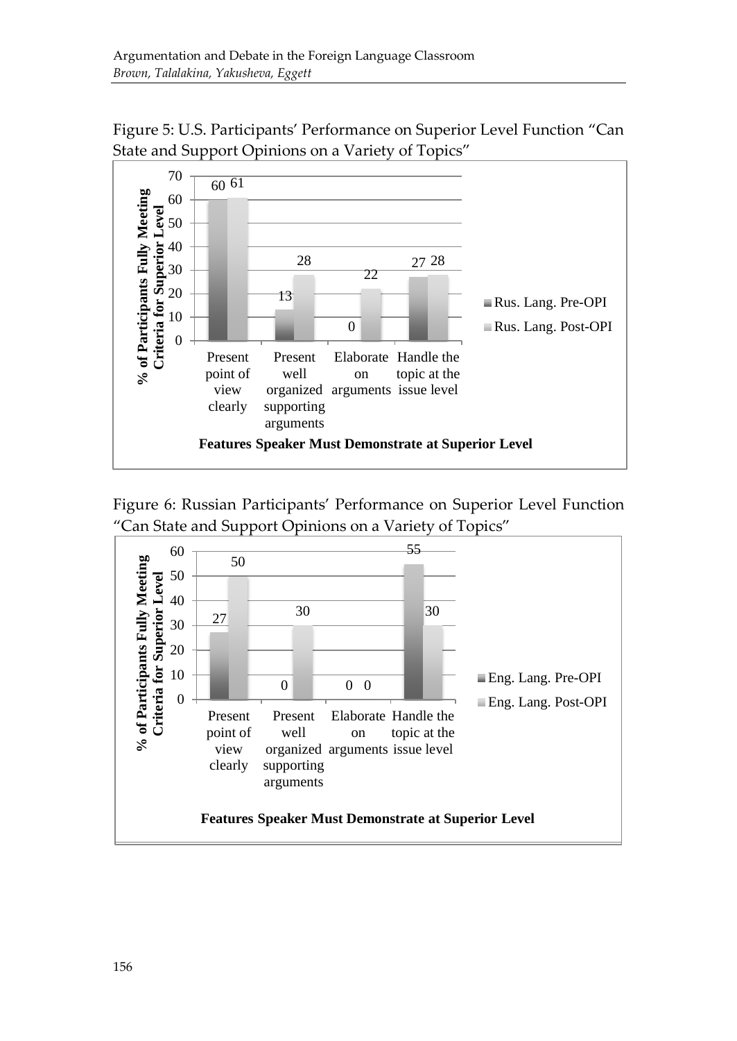Figure 5: U.S. Participants' Performance on Superior Level Function "Can State and Support Opinions on a Variety of Topics"

| Features Speaker Must Demonstrate at Superior Level | Rus. Lang. Pre-OPI | Rus. Lang. Post-OPI |
|---|---|---|
| Present point of view clearly | 60 | 61 |
| Present well organized supporting arguments | 13 | 28 |
| Elaborate on arguments | 0 | 22 |
| Handle the topic at the issue level | 27 | 28 |

*Y-axis: % of Participants Fully Meeting Criteria for Superior Level*

Figure 6: Russian Participants' Performance on Superior Level Function "Can State and Support Opinions on a Variety of Topics"

| Features Speaker Must Demonstrate at Superior Level | Eng. Lang. Pre-OPI | Eng. Lang. Post-OPI |
|---|---|---|
| Present point of view clearly | 27 | 50 |
| Present well organized supporting arguments | 0 | 30 |
| Elaborate on arguments | 0 | 0 |
| Handle the topic at the issue level | 55 | 30 |

*Y-axis: % of Participants Fully Meeting Criteria for Superior Level*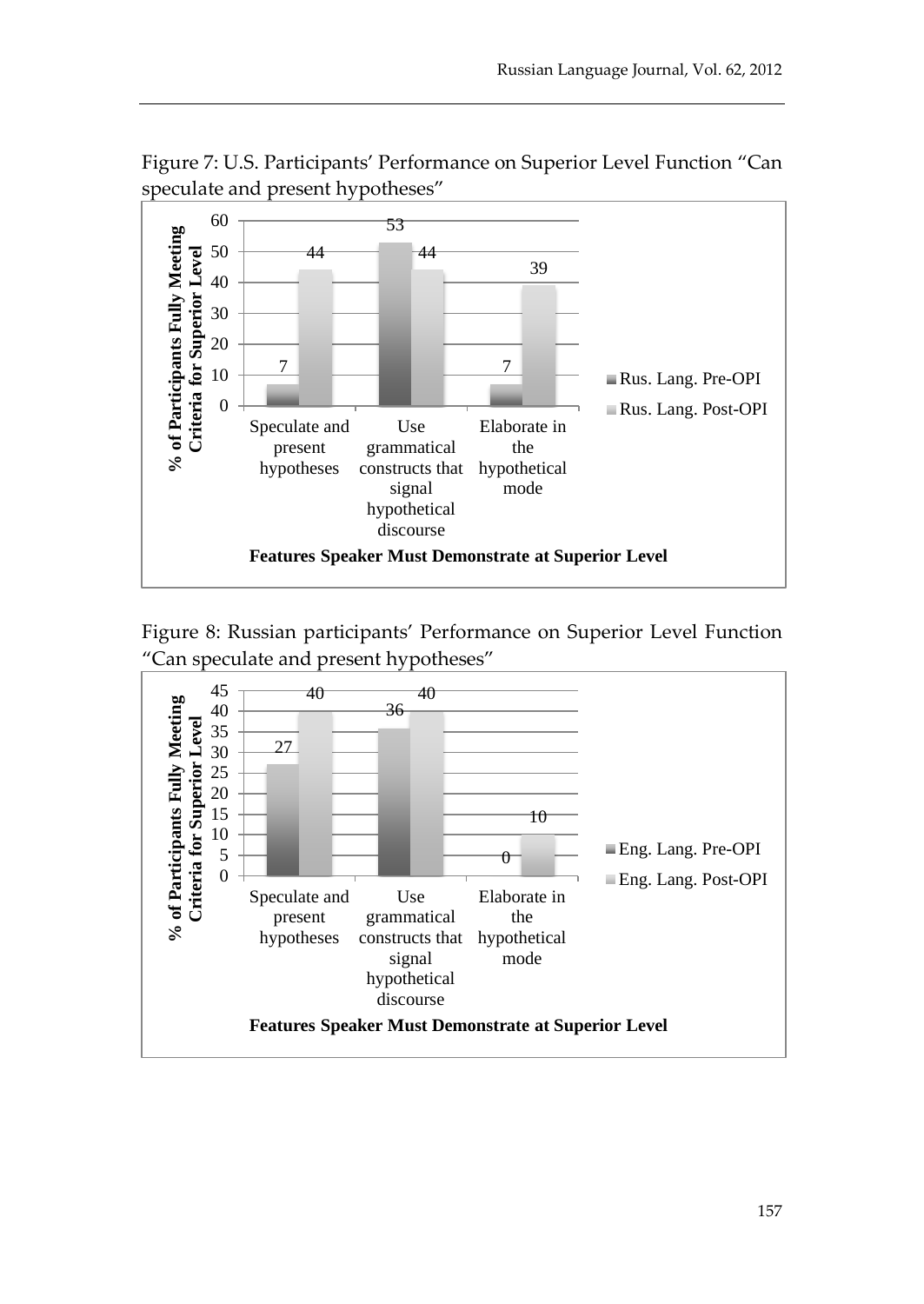Figure 7: U.S. Participants' Performance on Superior Level Function "Can speculate and present hypotheses"

| Features Speaker Must Demonstrate at Superior Level | Rus. Lang. Pre-OPI | Rus. Lang. Post-OPI |
|---|---|---|
| Speculate and present hypotheses | 7 | 44 |
| Use grammatical constructs that signal hypothetical discourse | 53 | 44 |
| Elaborate in the hypothetical mode | 7 | 39 |

(Y-axis: % of Participants Fully Meeting Criteria for Superior Level)

Figure 8: Russian participants' Performance on Superior Level Function "Can speculate and present hypotheses"

| Features Speaker Must Demonstrate at Superior Level | Eng. Lang. Pre-OPI | Eng. Lang. Post-OPI |
|---|---|---|
| Speculate and present hypotheses | 27 | 40 |
| Use grammatical constructs that signal hypothetical discourse | 36 | 40 |
| Elaborate in the hypothetical mode | 0 | 10 |

(Y-axis: % of Participants Fully Meeting Criteria for Superior Level)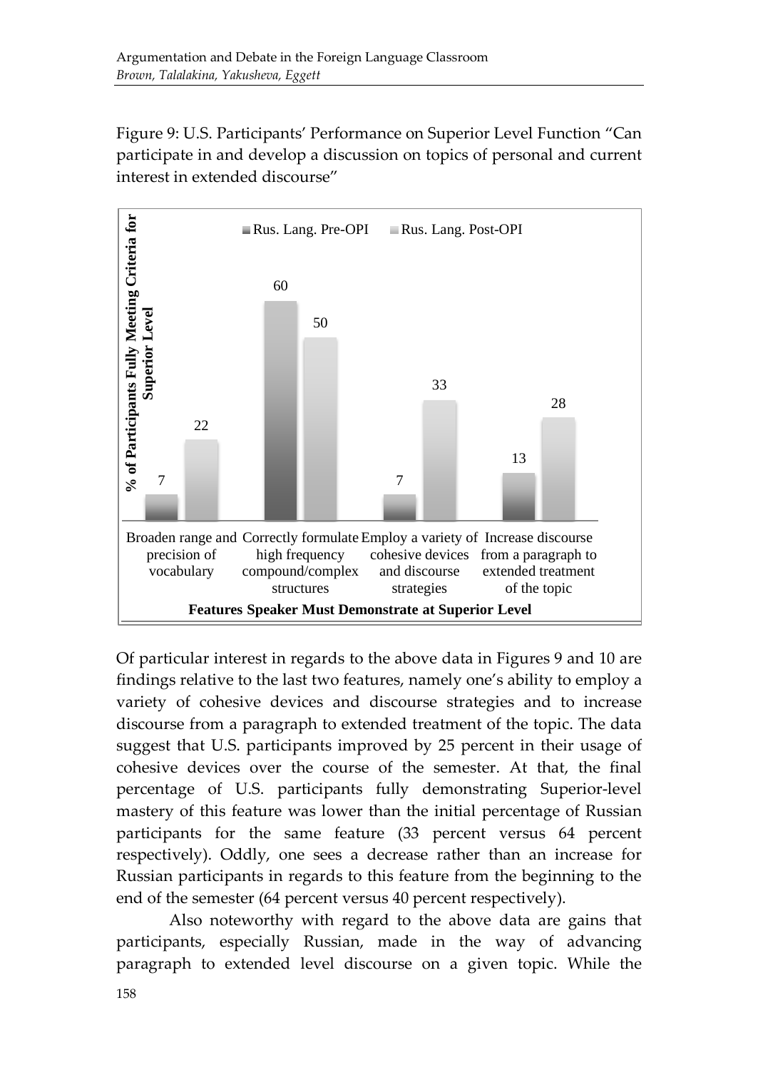Figure 9: U.S. Participants' Performance on Superior Level Function "Can participate in and develop a discussion on topics of personal and current interest in extended discourse"

| Features Speaker Must Demonstrate at Superior Level | Rus. Lang. Pre-OPI | Rus. Lang. Post-OPI |
|---|---|---|
| Broaden range and precision of vocabulary | 7 | 22 |
| Correctly formulate high frequency compound/complex structures | 60 | 50 |
| Employ a variety of cohesive devices and discourse strategies | 7 | 33 |
| Increase discourse from a paragraph to extended treatment of the topic | 13 | 28 |

*Y-axis: % of Participants Fully Meeting Criteria for Superior Level*

Of particular interest in regards to the above data in Figures 9 and 10 are findings relative to the last two features, namely one's ability to employ a variety of cohesive devices and discourse strategies and to increase discourse from a paragraph to extended treatment of the topic. The data suggest that U.S. participants improved by 25 percent in their usage of cohesive devices over the course of the semester. At that, the final percentage of U.S. participants fully demonstrating Superior-level mastery of this feature was lower than the initial percentage of Russian participants for the same feature (33 percent versus 64 percent respectively). Oddly, one sees a decrease rather than an increase for Russian participants in regards to this feature from the beginning to the end of the semester (64 percent versus 40 percent respectively).

Also noteworthy with regard to the above data are gains that participants, especially Russian, made in the way of advancing paragraph to extended level discourse on a given topic. While the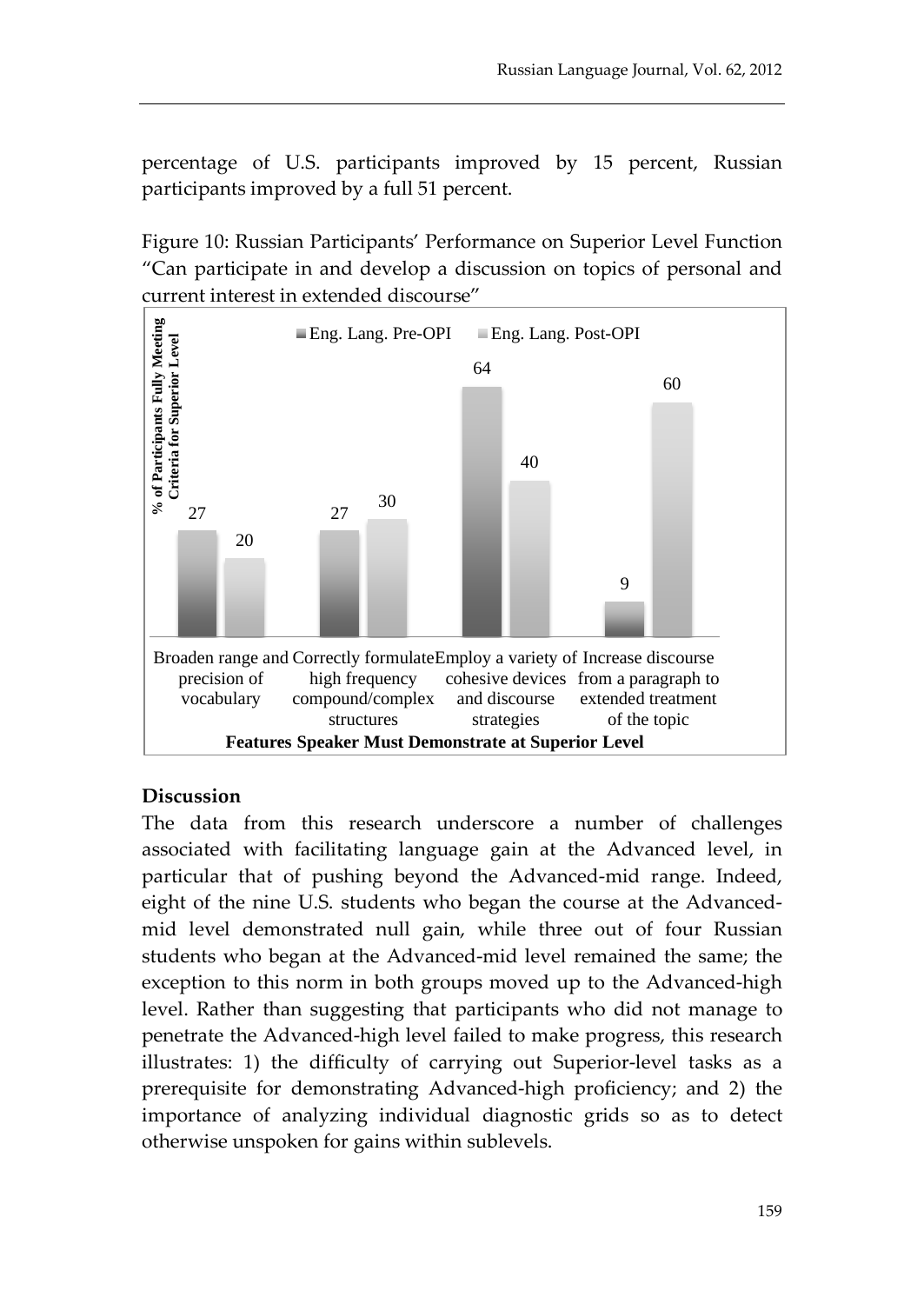percentage of U.S. participants improved by 15 percent, Russian participants improved by a full 51 percent.

Figure 10: Russian Participants' Performance on Superior Level Function "Can participate in and develop a discussion on topics of personal and current interest in extended discourse"

| Features Speaker Must Demonstrate at Superior Level | Eng. Lang. Pre-OPI | Eng. Lang. Post-OPI |
|---|---|---|
| Broaden range and precision of vocabulary | 27 | 20 |
| Correctly formulate high frequency compound/complex structures | 27 | 30 |
| Employ a variety of cohesive devices and discourse strategies | 64 | 40 |
| Increase discourse from a paragraph to extended treatment of the topic | 9 | 60 |

*Y-axis: % of Participants Fully Meeting Criteria for Superior Level*

### Discussion

The data from this research underscore a number of challenges associated with facilitating language gain at the Advanced level, in particular that of pushing beyond the Advanced-mid range. Indeed, eight of the nine U.S. students who began the course at the Advanced-mid level demonstrated null gain, while three out of four Russian students who began at the Advanced-mid level remained the same; the exception to this norm in both groups moved up to the Advanced-high level. Rather than suggesting that participants who did not manage to penetrate the Advanced-high level failed to make progress, this research illustrates: 1) the difficulty of carrying out Superior-level tasks as a prerequisite for demonstrating Advanced-high proficiency; and 2) the importance of analyzing individual diagnostic grids so as to detect otherwise unspoken for gains within sublevels.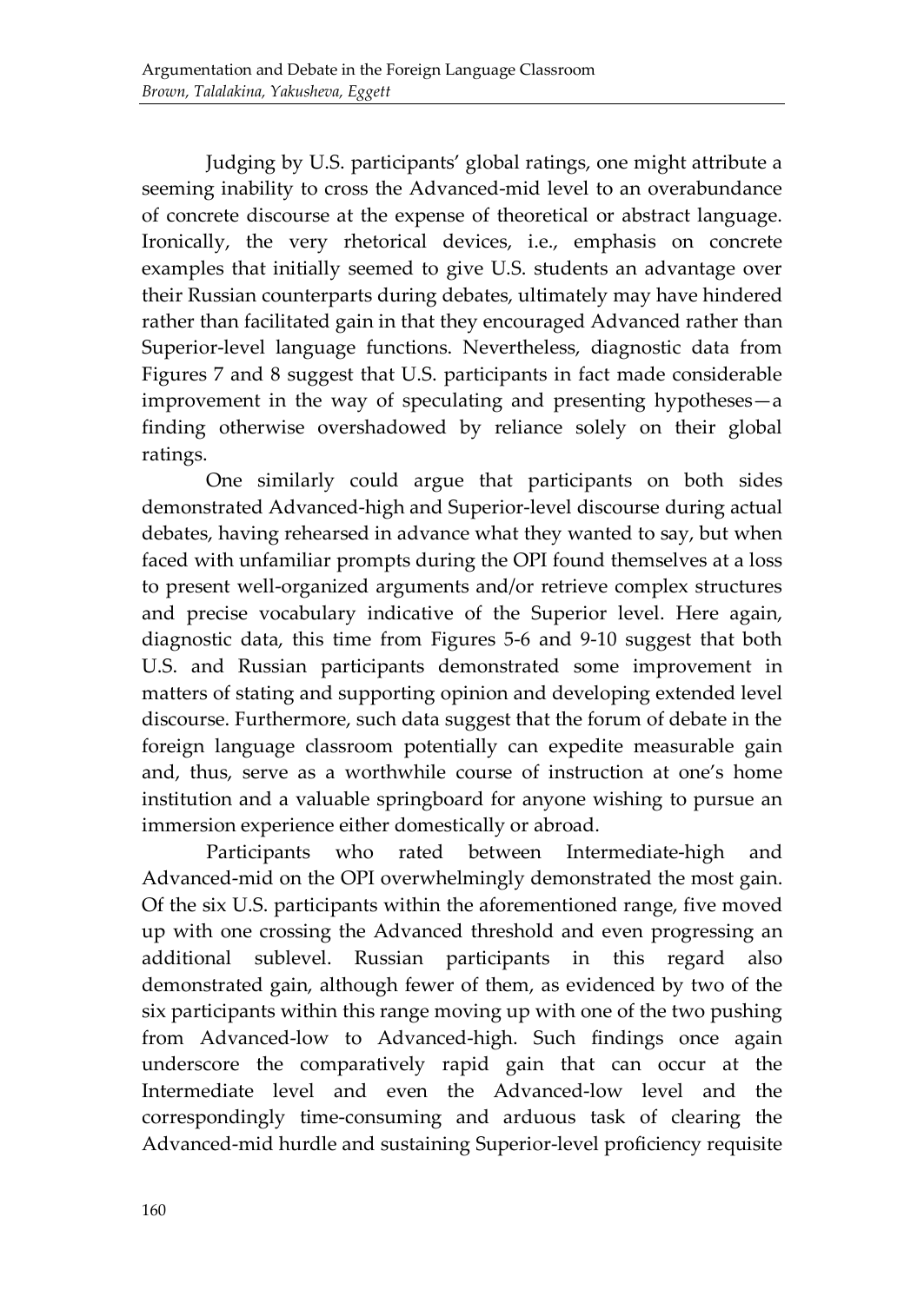Judging by U.S. participants' global ratings, one might attribute a seeming inability to cross the Advanced-mid level to an overabundance of concrete discourse at the expense of theoretical or abstract language. Ironically, the very rhetorical devices, i.e., emphasis on concrete examples that initially seemed to give U.S. students an advantage over their Russian counterparts during debates, ultimately may have hindered rather than facilitated gain in that they encouraged Advanced rather than Superior-level language functions. Nevertheless, diagnostic data from Figures 7 and 8 suggest that U.S. participants in fact made considerable improvement in the way of speculating and presenting hypotheses—a finding otherwise overshadowed by reliance solely on their global ratings.

One similarly could argue that participants on both sides demonstrated Advanced-high and Superior-level discourse during actual debates, having rehearsed in advance what they wanted to say, but when faced with unfamiliar prompts during the OPI found themselves at a loss to present well-organized arguments and/or retrieve complex structures and precise vocabulary indicative of the Superior level. Here again, diagnostic data, this time from Figures 5-6 and 9-10 suggest that both U.S. and Russian participants demonstrated some improvement in matters of stating and supporting opinion and developing extended level discourse. Furthermore, such data suggest that the forum of debate in the foreign language classroom potentially can expedite measurable gain and, thus, serve as a worthwhile course of instruction at one's home institution and a valuable springboard for anyone wishing to pursue an immersion experience either domestically or abroad.

Participants who rated between Intermediate-high and Advanced-mid on the OPI overwhelmingly demonstrated the most gain. Of the six U.S. participants within the aforementioned range, five moved up with one crossing the Advanced threshold and even progressing an additional sublevel. Russian participants in this regard also demonstrated gain, although fewer of them, as evidenced by two of the six participants within this range moving up with one of the two pushing from Advanced-low to Advanced-high. Such findings once again underscore the comparatively rapid gain that can occur at the Intermediate level and even the Advanced-low level and the correspondingly time-consuming and arduous task of clearing the Advanced-mid hurdle and sustaining Superior-level proficiency requisite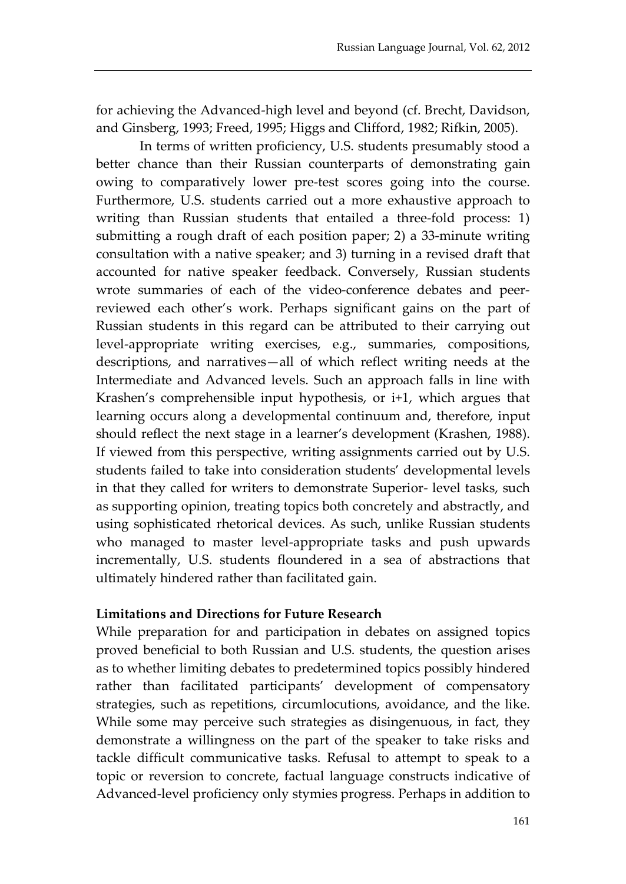for achieving the Advanced-high level and beyond (cf. Brecht, Davidson, and Ginsberg, 1993; Freed, 1995; Higgs and Clifford, 1982; Rifkin, 2005).

In terms of written proficiency, U.S. students presumably stood a better chance than their Russian counterparts of demonstrating gain owing to comparatively lower pre-test scores going into the course. Furthermore, U.S. students carried out a more exhaustive approach to writing than Russian students that entailed a three-fold process: 1) submitting a rough draft of each position paper; 2) a 33-minute writing consultation with a native speaker; and 3) turning in a revised draft that accounted for native speaker feedback. Conversely, Russian students wrote summaries of each of the video-conference debates and peer-reviewed each other's work. Perhaps significant gains on the part of Russian students in this regard can be attributed to their carrying out level-appropriate writing exercises, e.g., summaries, compositions, descriptions, and narratives—all of which reflect writing needs at the Intermediate and Advanced levels. Such an approach falls in line with Krashen's comprehensible input hypothesis, or i+1, which argues that learning occurs along a developmental continuum and, therefore, input should reflect the next stage in a learner's development (Krashen, 1988). If viewed from this perspective, writing assignments carried out by U.S. students failed to take into consideration students' developmental levels in that they called for writers to demonstrate Superior- level tasks, such as supporting opinion, treating topics both concretely and abstractly, and using sophisticated rhetorical devices. As such, unlike Russian students who managed to master level-appropriate tasks and push upwards incrementally, U.S. students floundered in a sea of abstractions that ultimately hindered rather than facilitated gain.

**Limitations and Directions for Future Research**

While preparation for and participation in debates on assigned topics proved beneficial to both Russian and U.S. students, the question arises as to whether limiting debates to predetermined topics possibly hindered rather than facilitated participants' development of compensatory strategies, such as repetitions, circumlocutions, avoidance, and the like. While some may perceive such strategies as disingenuous, in fact, they demonstrate a willingness on the part of the speaker to take risks and tackle difficult communicative tasks. Refusal to attempt to speak to a topic or reversion to concrete, factual language constructs indicative of Advanced-level proficiency only stymies progress. Perhaps in addition to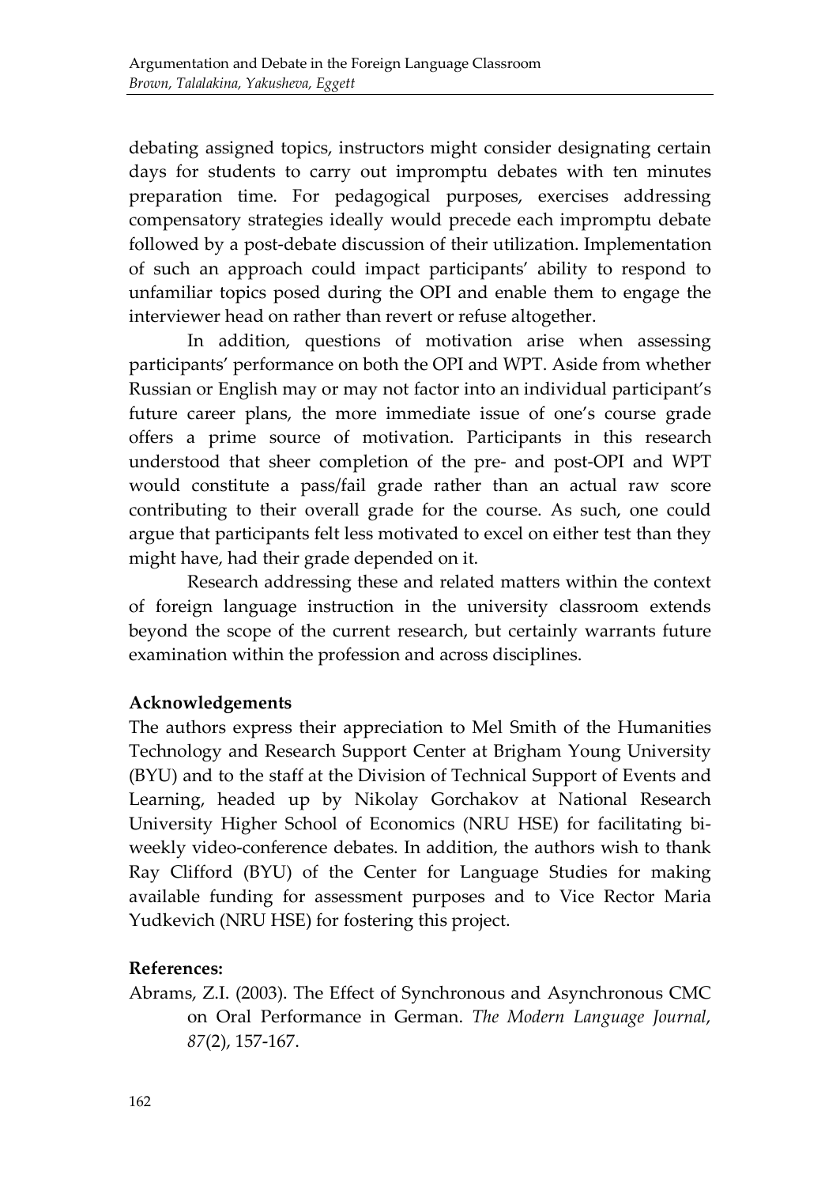debating assigned topics, instructors might consider designating certain days for students to carry out impromptu debates with ten minutes preparation time. For pedagogical purposes, exercises addressing compensatory strategies ideally would precede each impromptu debate followed by a post-debate discussion of their utilization. Implementation of such an approach could impact participants' ability to respond to unfamiliar topics posed during the OPI and enable them to engage the interviewer head on rather than revert or refuse altogether.

In addition, questions of motivation arise when assessing participants' performance on both the OPI and WPT. Aside from whether Russian or English may or may not factor into an individual participant's future career plans, the more immediate issue of one's course grade offers a prime source of motivation. Participants in this research understood that sheer completion of the pre- and post-OPI and WPT would constitute a pass/fail grade rather than an actual raw score contributing to their overall grade for the course. As such, one could argue that participants felt less motivated to excel on either test than they might have, had their grade depended on it.

Research addressing these and related matters within the context of foreign language instruction in the university classroom extends beyond the scope of the current research, but certainly warrants future examination within the profession and across disciplines.

## Acknowledgements

The authors express their appreciation to Mel Smith of the Humanities Technology and Research Support Center at Brigham Young University (BYU) and to the staff at the Division of Technical Support of Events and Learning, headed up by Nikolay Gorchakov at National Research University Higher School of Economics (NRU HSE) for facilitating bi-weekly video-conference debates. In addition, the authors wish to thank Ray Clifford (BYU) of the Center for Language Studies for making available funding for assessment purposes and to Vice Rector Maria Yudkevich (NRU HSE) for fostering this project.

## References:

Abrams, Z.I. (2003). The Effect of Synchronous and Asynchronous CMC on Oral Performance in German. *The Modern Language Journal*, *87*(2), 157-167.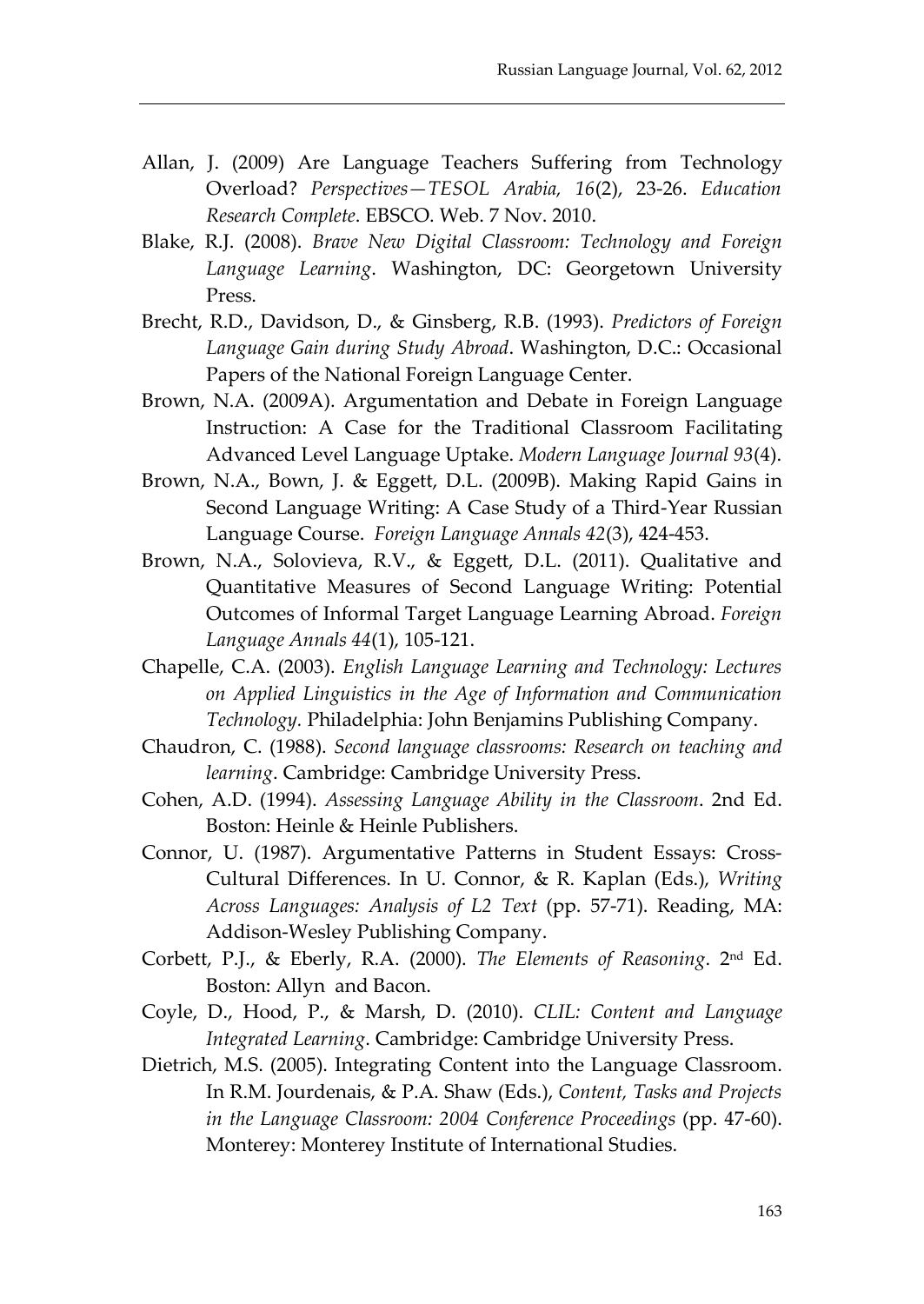Allan, J. (2009) Are Language Teachers Suffering from Technology Overload? *Perspectives—TESOL Arabia, 16*(2), 23-26. *Education Research Complete*. EBSCO. Web. 7 Nov. 2010.

Blake, R.J. (2008). *Brave New Digital Classroom: Technology and Foreign Language Learning*. Washington, DC: Georgetown University Press.

Brecht, R.D., Davidson, D., & Ginsberg, R.B. (1993). *Predictors of Foreign Language Gain during Study Abroad*. Washington, D.C.: Occasional Papers of the National Foreign Language Center.

Brown, N.A. (2009A). Argumentation and Debate in Foreign Language Instruction: A Case for the Traditional Classroom Facilitating Advanced Level Language Uptake. *Modern Language Journal 93*(4).

Brown, N.A., Bown, J. & Eggett, D.L. (2009B). Making Rapid Gains in Second Language Writing: A Case Study of a Third-Year Russian Language Course. *Foreign Language Annals 42*(3), 424-453.

Brown, N.A., Solovieva, R.V., & Eggett, D.L. (2011). Qualitative and Quantitative Measures of Second Language Writing: Potential Outcomes of Informal Target Language Learning Abroad. *Foreign Language Annals 44*(1), 105-121.

Chapelle, C.A. (2003). *English Language Learning and Technology: Lectures on Applied Linguistics in the Age of Information and Communication Technology.* Philadelphia: John Benjamins Publishing Company.

Chaudron, C. (1988). *Second language classrooms: Research on teaching and learning*. Cambridge: Cambridge University Press.

Cohen, A.D. (1994). *Assessing Language Ability in the Classroom*. 2nd Ed. Boston: Heinle & Heinle Publishers.

Connor, U. (1987). Argumentative Patterns in Student Essays: Cross-Cultural Differences. In U. Connor, & R. Kaplan (Eds.), *Writing Across Languages: Analysis of L2 Text* (pp. 57-71). Reading, MA: Addison-Wesley Publishing Company.

Corbett, P.J., & Eberly, R.A. (2000). *The Elements of Reasoning*. 2nd Ed. Boston: Allyn and Bacon.

Coyle, D., Hood, P., & Marsh, D. (2010). *CLIL: Content and Language Integrated Learning*. Cambridge: Cambridge University Press.

Dietrich, M.S. (2005). Integrating Content into the Language Classroom. In R.M. Jourdenais, & P.A. Shaw (Eds.), *Content, Tasks and Projects in the Language Classroom: 2004 Conference Proceedings* (pp. 47-60). Monterey: Monterey Institute of International Studies.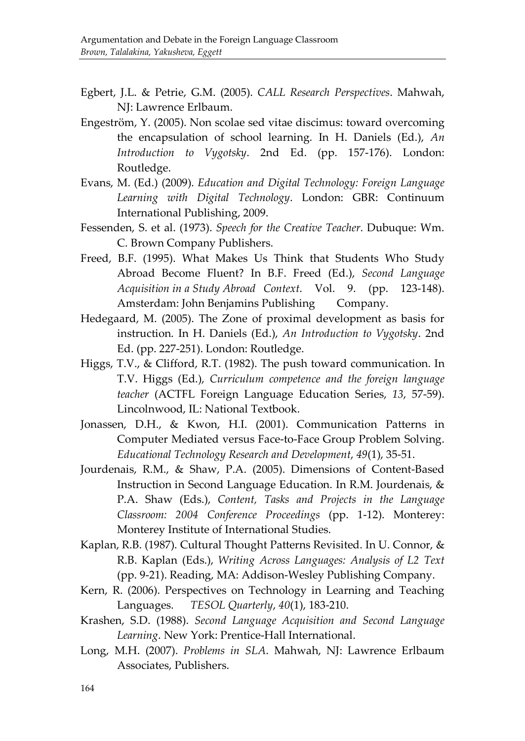Egbert, J.L. & Petrie, G.M. (2005). *CALL Research Perspectives*. Mahwah, NJ: Lawrence Erlbaum.

Engeström, Y. (2005). Non scolae sed vitae discimus: toward overcoming the encapsulation of school learning. In H. Daniels (Ed.), *An Introduction to Vygotsky*. 2nd Ed. (pp. 157-176). London: Routledge.

Evans, M. (Ed.) (2009). *Education and Digital Technology: Foreign Language Learning with Digital Technology*. London: GBR: Continuum International Publishing, 2009.

Fessenden, S. et al. (1973). *Speech for the Creative Teacher*. Dubuque: Wm. C. Brown Company Publishers.

Freed, B.F. (1995). What Makes Us Think that Students Who Study Abroad Become Fluent? In B.F. Freed (Ed.), *Second Language Acquisition in a Study Abroad Context*. Vol. 9. (pp. 123-148). Amsterdam: John Benjamins Publishing Company.

Hedegaard, M. (2005). The Zone of proximal development as basis for instruction. In H. Daniels (Ed.), *An Introduction to Vygotsky*. 2nd Ed. (pp. 227-251). London: Routledge.

Higgs, T.V., & Clifford, R.T. (1982). The push toward communication. In T.V. Higgs (Ed.), *Curriculum competence and the foreign language teacher* (ACTFL Foreign Language Education Series, *13*, 57-59). Lincolnwood, IL: National Textbook.

Jonassen, D.H., & Kwon, H.I. (2001). Communication Patterns in Computer Mediated versus Face-to-Face Group Problem Solving. *Educational Technology Research and Development*, *49*(1), 35-51.

Jourdenais, R.M., & Shaw, P.A. (2005). Dimensions of Content-Based Instruction in Second Language Education. In R.M. Jourdenais, & P.A. Shaw (Eds.), *Content, Tasks and Projects in the Language Classroom: 2004 Conference Proceedings* (pp. 1-12). Monterey: Monterey Institute of International Studies.

Kaplan, R.B. (1987). Cultural Thought Patterns Revisited. In U. Connor, & R.B. Kaplan (Eds.), *Writing Across Languages: Analysis of L2 Text* (pp. 9-21). Reading, MA: Addison-Wesley Publishing Company.

Kern, R. (2006). Perspectives on Technology in Learning and Teaching Languages. *TESOL Quarterly*, *40*(1), 183-210.

Krashen, S.D. (1988). *Second Language Acquisition and Second Language Learning*. New York: Prentice-Hall International.

Long, M.H. (2007). *Problems in SLA*. Mahwah, NJ: Lawrence Erlbaum Associates, Publishers.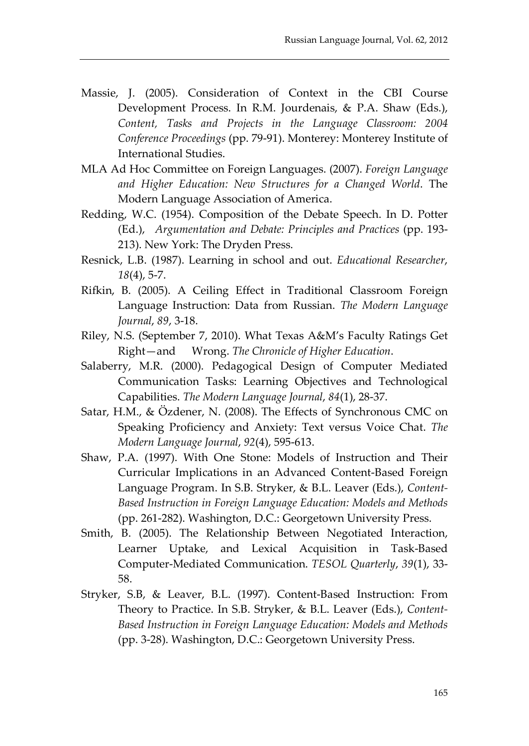Massie, J. (2005). Consideration of Context in the CBI Course Development Process. In R.M. Jourdenais, & P.A. Shaw (Eds.), *Content, Tasks and Projects in the Language Classroom: 2004 Conference Proceedings* (pp. 79-91). Monterey: Monterey Institute of International Studies.

MLA Ad Hoc Committee on Foreign Languages. (2007). *Foreign Language and Higher Education: New Structures for a Changed World*. The Modern Language Association of America.

Redding, W.C. (1954). Composition of the Debate Speech. In D. Potter (Ed.), *Argumentation and Debate: Principles and Practices* (pp. 193-213). New York: The Dryden Press.

Resnick, L.B. (1987). Learning in school and out. *Educational Researcher*, *18*(4), 5-7.

Rifkin, B. (2005). A Ceiling Effect in Traditional Classroom Foreign Language Instruction: Data from Russian. *The Modern Language Journal*, *89*, 3-18.

Riley, N.S. (September 7, 2010). What Texas A&M's Faculty Ratings Get Right—and Wrong. *The Chronicle of Higher Education*.

Salaberry, M.R. (2000). Pedagogical Design of Computer Mediated Communication Tasks: Learning Objectives and Technological Capabilities. *The Modern Language Journal*, *84*(1), 28-37.

Satar, H.M., & Özdener, N. (2008). The Effects of Synchronous CMC on Speaking Proficiency and Anxiety: Text versus Voice Chat. *The Modern Language Journal*, *92*(4), 595-613.

Shaw, P.A. (1997). With One Stone: Models of Instruction and Their Curricular Implications in an Advanced Content-Based Foreign Language Program. In S.B. Stryker, & B.L. Leaver (Eds.), *Content-Based Instruction in Foreign Language Education: Models and Methods* (pp. 261-282). Washington, D.C.: Georgetown University Press.

Smith, B. (2005). The Relationship Between Negotiated Interaction, Learner Uptake, and Lexical Acquisition in Task-Based Computer-Mediated Communication. *TESOL Quarterly*, *39*(1), 33-58.

Stryker, S.B, & Leaver, B.L. (1997). Content-Based Instruction: From Theory to Practice. In S.B. Stryker, & B.L. Leaver (Eds.), *Content-Based Instruction in Foreign Language Education: Models and Methods* (pp. 3-28). Washington, D.C.: Georgetown University Press.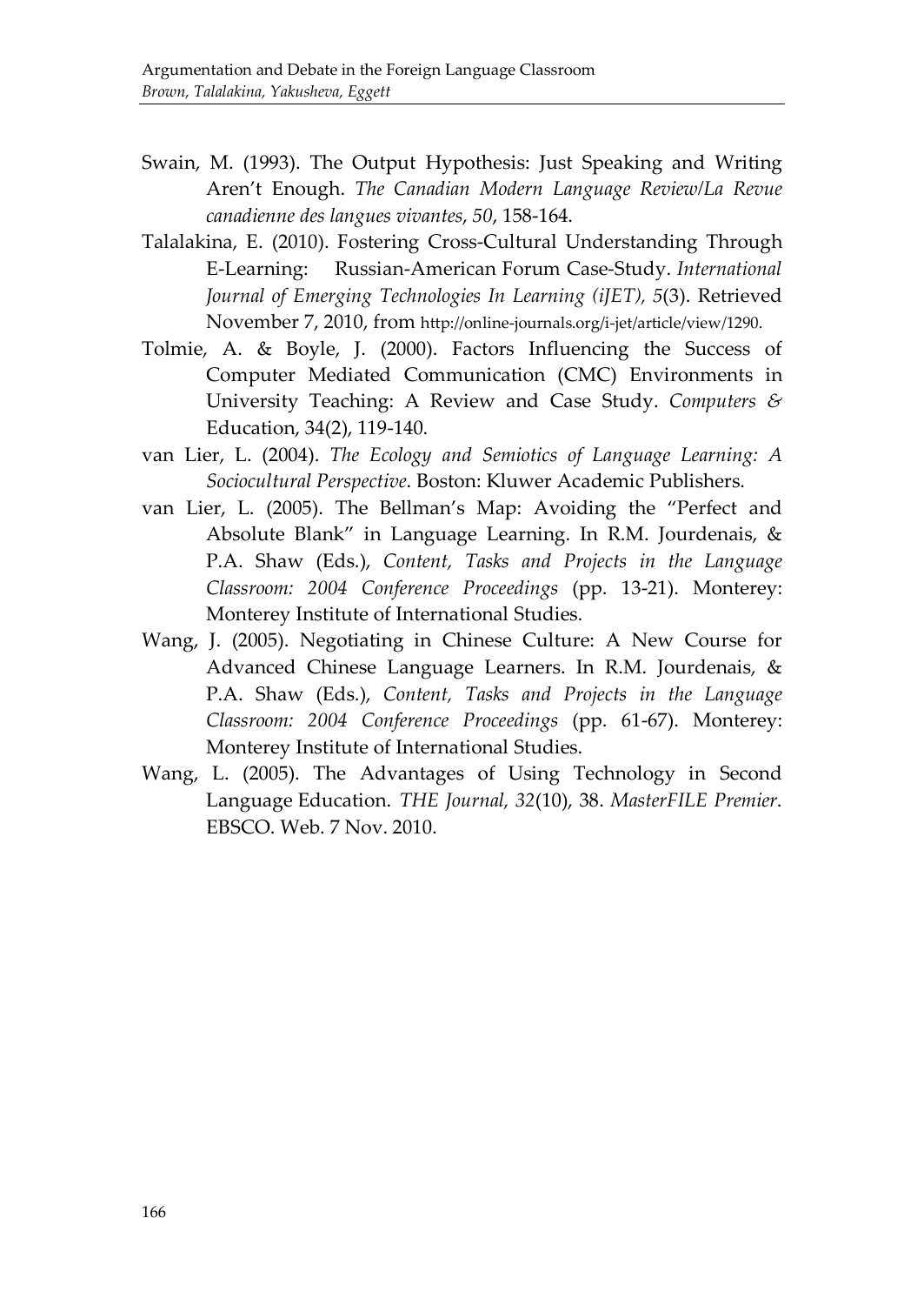Swain, M. (1993). The Output Hypothesis: Just Speaking and Writing Aren't Enough. *The Canadian Modern Language Review/La Revue canadienne des langues vivantes*, *50*, 158-164.

Talalakina, E. (2010). Fostering Cross-Cultural Understanding Through E-Learning: Russian-American Forum Case-Study. *International Journal of Emerging Technologies In Learning (iJET), 5*(3). Retrieved November 7, 2010, from http://online-journals.org/i-jet/article/view/1290.

Tolmie, A. & Boyle, J. (2000). Factors Influencing the Success of Computer Mediated Communication (CMC) Environments in University Teaching: A Review and Case Study. *Computers &* Education, 34(2), 119-140.

van Lier, L. (2004). *The Ecology and Semiotics of Language Learning: A Sociocultural Perspective*. Boston: Kluwer Academic Publishers.

van Lier, L. (2005). The Bellman's Map: Avoiding the "Perfect and Absolute Blank" in Language Learning. In R.M. Jourdenais, & P.A. Shaw (Eds.), *Content, Tasks and Projects in the Language Classroom: 2004 Conference Proceedings* (pp. 13-21). Monterey: Monterey Institute of International Studies.

Wang, J. (2005). Negotiating in Chinese Culture: A New Course for Advanced Chinese Language Learners. In R.M. Jourdenais, & P.A. Shaw (Eds.), *Content, Tasks and Projects in the Language Classroom: 2004 Conference Proceedings* (pp. 61-67). Monterey: Monterey Institute of International Studies.

Wang, L. (2005). The Advantages of Using Technology in Second Language Education. *THE Journal, 32*(10), 38. *MasterFILE Premier*. EBSCO. Web. 7 Nov. 2010.